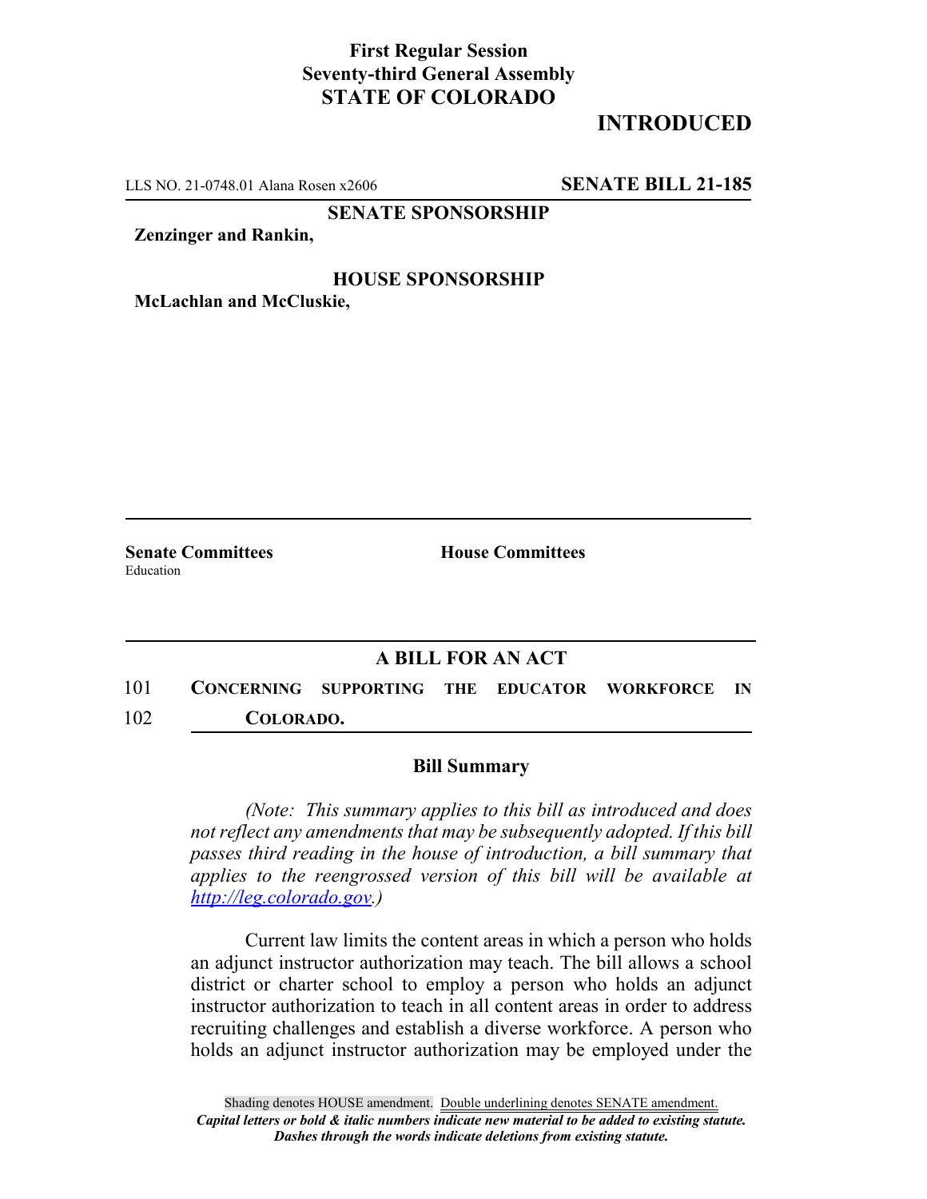**First Regular Session**
**Seventy-third General Assembly**
**STATE OF COLORADO**

# INTRODUCED

LLS NO. 21-0748.01 Alana Rosen x2606 **SENATE BILL 21-185**

**SENATE SPONSORSHIP**

**Zenzinger and Rankin,**

**HOUSE SPONSORSHIP**

**McLachlan and McCluskie,**

**Senate Committees**
Education

**House Committees**

## A BILL FOR AN ACT

101 **CONCERNING SUPPORTING THE EDUCATOR WORKFORCE IN**
102 **COLORADO.**

### Bill Summary

*(Note: This summary applies to this bill as introduced and does not reflect any amendments that may be subsequently adopted. If this bill passes third reading in the house of introduction, a bill summary that applies to the reengrossed version of this bill will be available at http://leg.colorado.gov.)*

Current law limits the content areas in which a person who holds an adjunct instructor authorization may teach. The bill allows a school district or charter school to employ a person who holds an adjunct instructor authorization to teach in all content areas in order to address recruiting challenges and establish a diverse workforce. A person who holds an adjunct instructor authorization may be employed under the

Shading denotes HOUSE amendment. Double underlining denotes SENATE amendment.
*Capital letters or bold & italic numbers indicate new material to be added to existing statute.*
*Dashes through the words indicate deletions from existing statute.*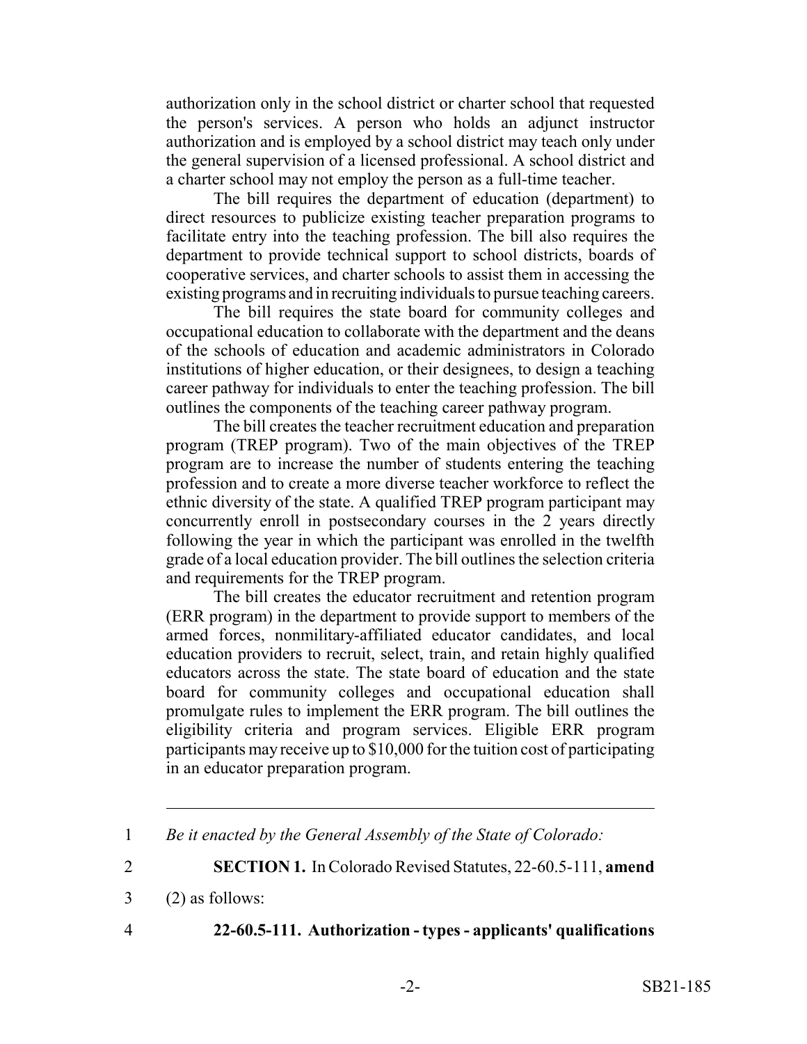authorization only in the school district or charter school that requested the person's services. A person who holds an adjunct instructor authorization and is employed by a school district may teach only under the general supervision of a licensed professional. A school district and a charter school may not employ the person as a full-time teacher.

The bill requires the department of education (department) to direct resources to publicize existing teacher preparation programs to facilitate entry into the teaching profession. The bill also requires the department to provide technical support to school districts, boards of cooperative services, and charter schools to assist them in accessing the existing programs and in recruiting individuals to pursue teaching careers.

The bill requires the state board for community colleges and occupational education to collaborate with the department and the deans of the schools of education and academic administrators in Colorado institutions of higher education, or their designees, to design a teaching career pathway for individuals to enter the teaching profession. The bill outlines the components of the teaching career pathway program.

The bill creates the teacher recruitment education and preparation program (TREP program). Two of the main objectives of the TREP program are to increase the number of students entering the teaching profession and to create a more diverse teacher workforce to reflect the ethnic diversity of the state. A qualified TREP program participant may concurrently enroll in postsecondary courses in the 2 years directly following the year in which the participant was enrolled in the twelfth grade of a local education provider. The bill outlines the selection criteria and requirements for the TREP program.

The bill creates the educator recruitment and retention program (ERR program) in the department to provide support to members of the armed forces, nonmilitary-affiliated educator candidates, and local education providers to recruit, select, train, and retain highly qualified educators across the state. The state board of education and the state board for community colleges and occupational education shall promulgate rules to implement the ERR program. The bill outlines the eligibility criteria and program services. Eligible ERR program participants may receive up to $10,000 for the tuition cost of participating in an educator preparation program.

---

1 *Be it enacted by the General Assembly of the State of Colorado:*

2 **SECTION 1.** In Colorado Revised Statutes, 22-60.5-111, **amend**

3 (2) as follows:

4 **22-60.5-111. Authorization - types - applicants' qualifications**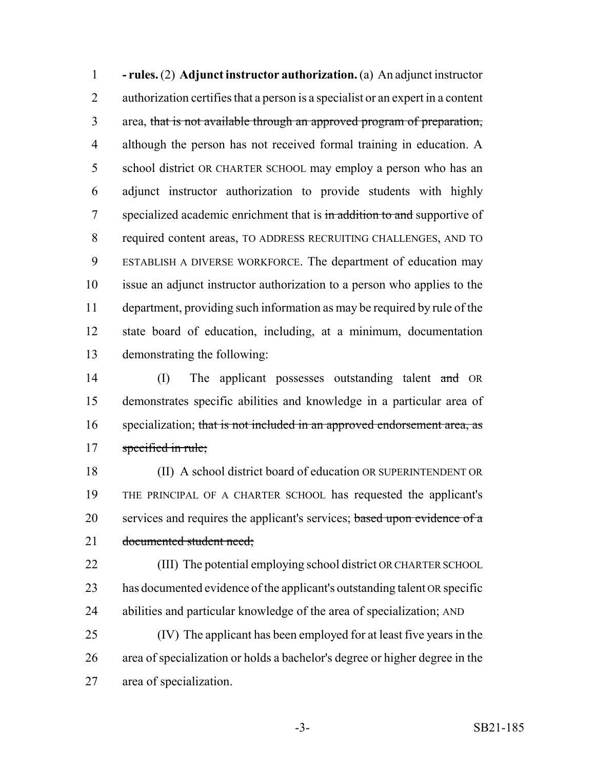**- rules.** (2) **Adjunct instructor authorization.** (a) An adjunct instructor authorization certifies that a person is a specialist or an expert in a content area, ~~that is not available through an approved program of preparation,~~ although the person has not received formal training in education. A school district OR CHARTER SCHOOL may employ a person who has an adjunct instructor authorization to provide students with highly specialized academic enrichment that is ~~in addition to and~~ supportive of required content areas, TO ADDRESS RECRUITING CHALLENGES, AND TO ESTABLISH A DIVERSE WORKFORCE. The department of education may issue an adjunct instructor authorization to a person who applies to the department, providing such information as may be required by rule of the state board of education, including, at a minimum, documentation demonstrating the following:

(I) The applicant possesses outstanding talent ~~and~~ OR demonstrates specific abilities and knowledge in a particular area of specialization; ~~that is not included in an approved endorsement area, as specified in rule;~~

(II) A school district board of education OR SUPERINTENDENT OR THE PRINCIPAL OF A CHARTER SCHOOL has requested the applicant's services and requires the applicant's services; ~~based upon evidence of a documented student need;~~

(III) The potential employing school district OR CHARTER SCHOOL has documented evidence of the applicant's outstanding talent OR specific abilities and particular knowledge of the area of specialization; AND

(IV) The applicant has been employed for at least five years in the area of specialization or holds a bachelor's degree or higher degree in the area of specialization.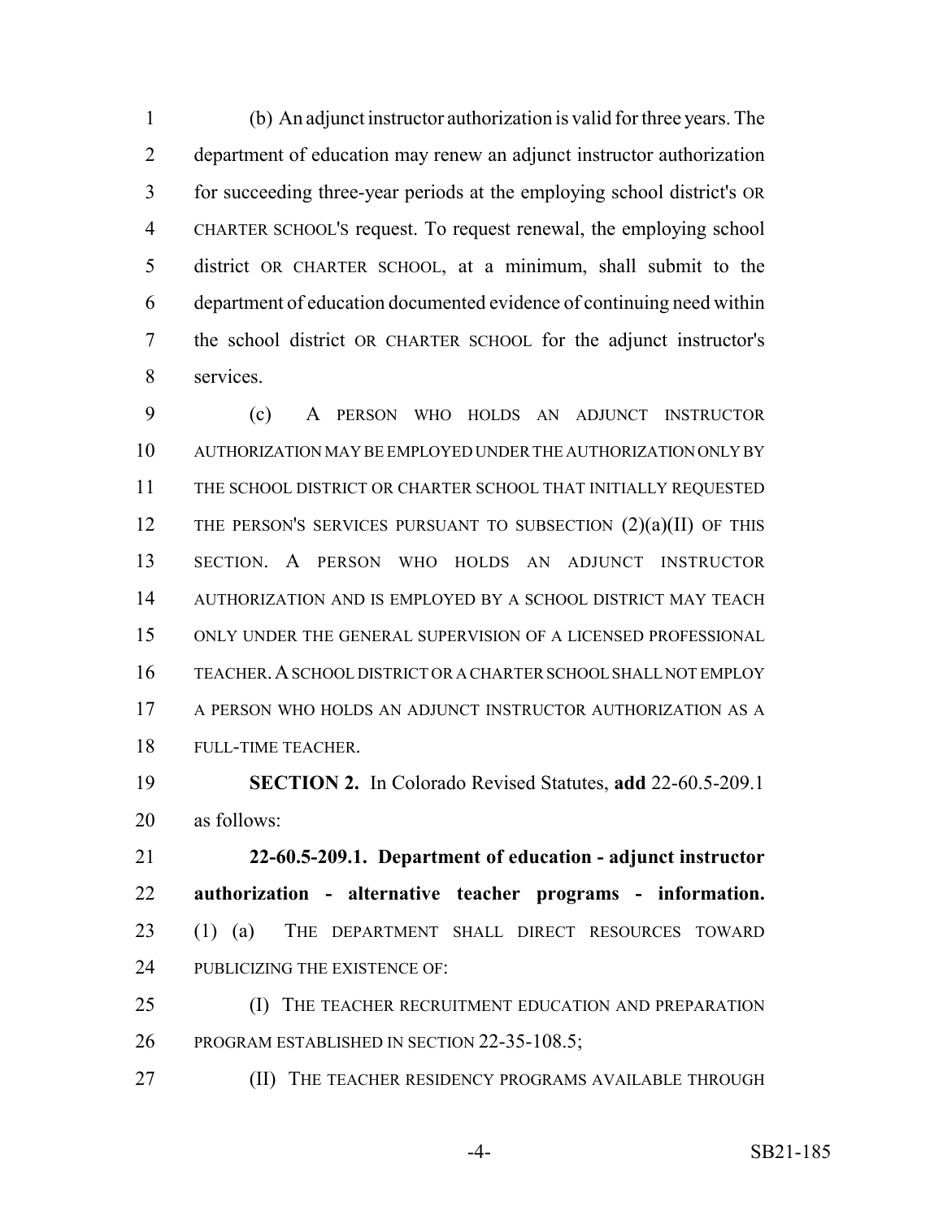(b) An adjunct instructor authorization is valid for three years. The department of education may renew an adjunct instructor authorization for succeeding three-year periods at the employing school district's OR CHARTER SCHOOL'S request. To request renewal, the employing school district OR CHARTER SCHOOL, at a minimum, shall submit to the department of education documented evidence of continuing need within the school district OR CHARTER SCHOOL for the adjunct instructor's services.

(c) A PERSON WHO HOLDS AN ADJUNCT INSTRUCTOR AUTHORIZATION MAY BE EMPLOYED UNDER THE AUTHORIZATION ONLY BY THE SCHOOL DISTRICT OR CHARTER SCHOOL THAT INITIALLY REQUESTED THE PERSON'S SERVICES PURSUANT TO SUBSECTION (2)(a)(II) OF THIS SECTION. A PERSON WHO HOLDS AN ADJUNCT INSTRUCTOR AUTHORIZATION AND IS EMPLOYED BY A SCHOOL DISTRICT MAY TEACH ONLY UNDER THE GENERAL SUPERVISION OF A LICENSED PROFESSIONAL TEACHER. A SCHOOL DISTRICT OR A CHARTER SCHOOL SHALL NOT EMPLOY A PERSON WHO HOLDS AN ADJUNCT INSTRUCTOR AUTHORIZATION AS A FULL-TIME TEACHER.

**SECTION 2.** In Colorado Revised Statutes, **add** 22-60.5-209.1 as follows:

**22-60.5-209.1. Department of education - adjunct instructor authorization - alternative teacher programs - information.** (1) (a) THE DEPARTMENT SHALL DIRECT RESOURCES TOWARD PUBLICIZING THE EXISTENCE OF:

(I) THE TEACHER RECRUITMENT EDUCATION AND PREPARATION PROGRAM ESTABLISHED IN SECTION 22-35-108.5;

(II) THE TEACHER RESIDENCY PROGRAMS AVAILABLE THROUGH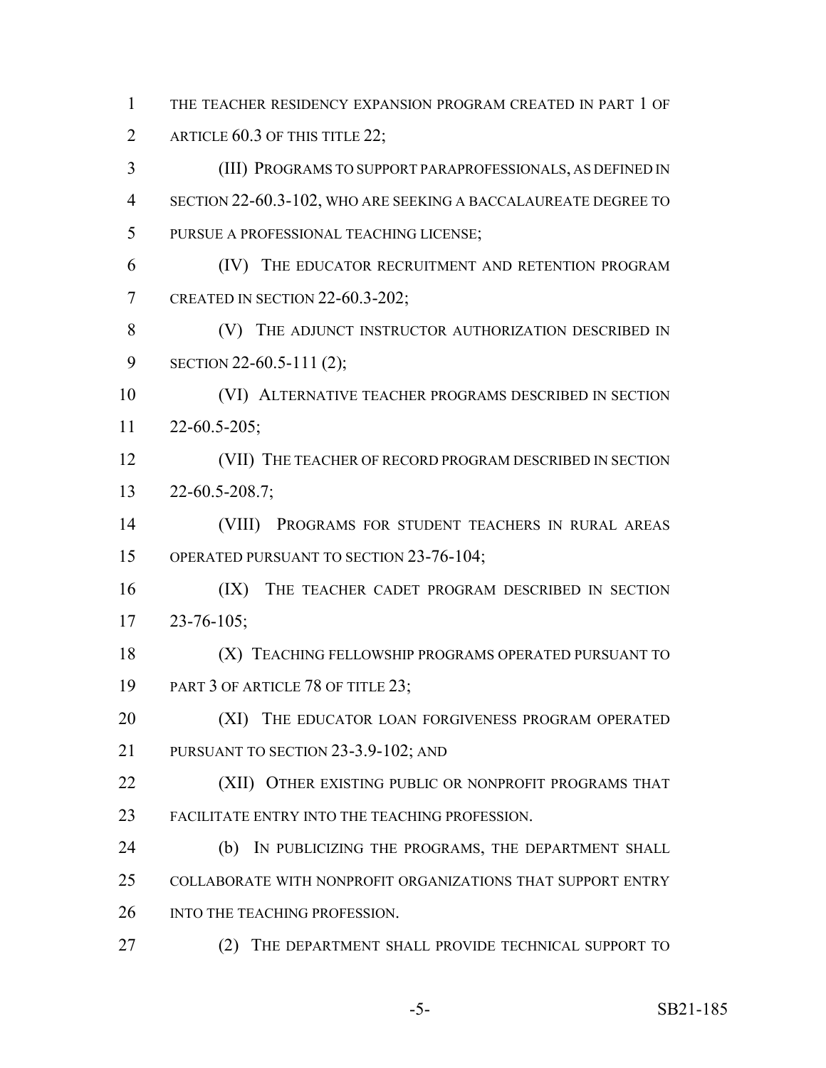THE TEACHER RESIDENCY EXPANSION PROGRAM CREATED IN PART 1 OF ARTICLE 60.3 OF THIS TITLE 22;

(III) PROGRAMS TO SUPPORT PARAPROFESSIONALS, AS DEFINED IN SECTION 22-60.3-102, WHO ARE SEEKING A BACCALAUREATE DEGREE TO PURSUE A PROFESSIONAL TEACHING LICENSE;

(IV) THE EDUCATOR RECRUITMENT AND RETENTION PROGRAM CREATED IN SECTION 22-60.3-202;

(V) THE ADJUNCT INSTRUCTOR AUTHORIZATION DESCRIBED IN SECTION 22-60.5-111 (2);

(VI) ALTERNATIVE TEACHER PROGRAMS DESCRIBED IN SECTION 22-60.5-205;

(VII) THE TEACHER OF RECORD PROGRAM DESCRIBED IN SECTION 22-60.5-208.7;

(VIII) PROGRAMS FOR STUDENT TEACHERS IN RURAL AREAS OPERATED PURSUANT TO SECTION 23-76-104;

(IX) THE TEACHER CADET PROGRAM DESCRIBED IN SECTION 23-76-105;

(X) TEACHING FELLOWSHIP PROGRAMS OPERATED PURSUANT TO PART 3 OF ARTICLE 78 OF TITLE 23;

(XI) THE EDUCATOR LOAN FORGIVENESS PROGRAM OPERATED PURSUANT TO SECTION 23-3.9-102; AND

(XII) OTHER EXISTING PUBLIC OR NONPROFIT PROGRAMS THAT FACILITATE ENTRY INTO THE TEACHING PROFESSION.

(b) IN PUBLICIZING THE PROGRAMS, THE DEPARTMENT SHALL COLLABORATE WITH NONPROFIT ORGANIZATIONS THAT SUPPORT ENTRY INTO THE TEACHING PROFESSION.

(2) THE DEPARTMENT SHALL PROVIDE TECHNICAL SUPPORT TO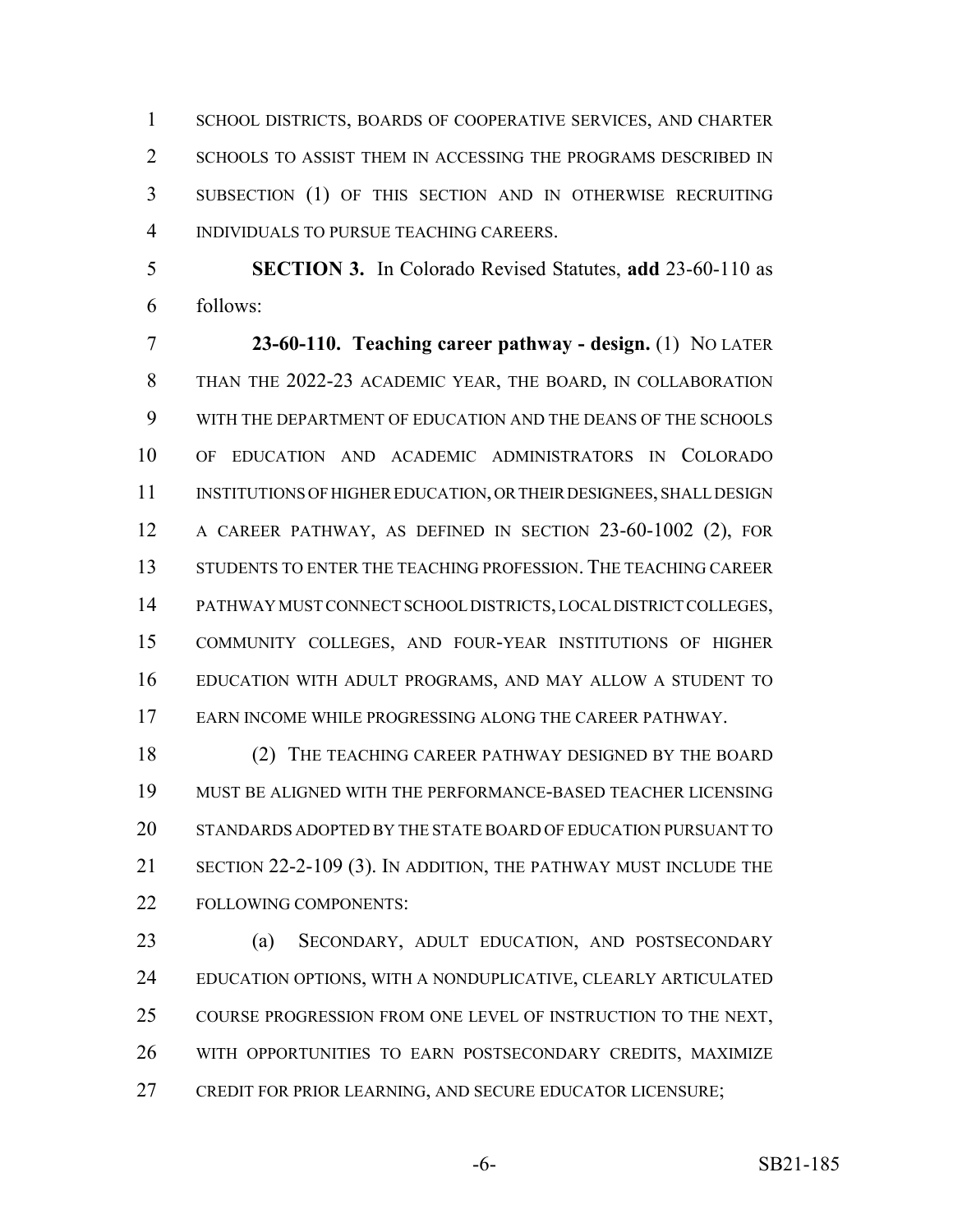SCHOOL DISTRICTS, BOARDS OF COOPERATIVE SERVICES, AND CHARTER SCHOOLS TO ASSIST THEM IN ACCESSING THE PROGRAMS DESCRIBED IN SUBSECTION (1) OF THIS SECTION AND IN OTHERWISE RECRUITING INDIVIDUALS TO PURSUE TEACHING CAREERS.

**SECTION 3.** In Colorado Revised Statutes, **add** 23-60-110 as follows:

**23-60-110. Teaching career pathway - design.** (1) NO LATER THAN THE 2022-23 ACADEMIC YEAR, THE BOARD, IN COLLABORATION WITH THE DEPARTMENT OF EDUCATION AND THE DEANS OF THE SCHOOLS OF EDUCATION AND ACADEMIC ADMINISTRATORS IN COLORADO INSTITUTIONS OF HIGHER EDUCATION, OR THEIR DESIGNEES, SHALL DESIGN A CAREER PATHWAY, AS DEFINED IN SECTION 23-60-1002 (2), FOR STUDENTS TO ENTER THE TEACHING PROFESSION. THE TEACHING CAREER PATHWAY MUST CONNECT SCHOOL DISTRICTS, LOCAL DISTRICT COLLEGES, COMMUNITY COLLEGES, AND FOUR-YEAR INSTITUTIONS OF HIGHER EDUCATION WITH ADULT PROGRAMS, AND MAY ALLOW A STUDENT TO EARN INCOME WHILE PROGRESSING ALONG THE CAREER PATHWAY.

(2) THE TEACHING CAREER PATHWAY DESIGNED BY THE BOARD MUST BE ALIGNED WITH THE PERFORMANCE-BASED TEACHER LICENSING STANDARDS ADOPTED BY THE STATE BOARD OF EDUCATION PURSUANT TO SECTION 22-2-109 (3). IN ADDITION, THE PATHWAY MUST INCLUDE THE FOLLOWING COMPONENTS:

(a) SECONDARY, ADULT EDUCATION, AND POSTSECONDARY EDUCATION OPTIONS, WITH A NONDUPLICATIVE, CLEARLY ARTICULATED COURSE PROGRESSION FROM ONE LEVEL OF INSTRUCTION TO THE NEXT, WITH OPPORTUNITIES TO EARN POSTSECONDARY CREDITS, MAXIMIZE CREDIT FOR PRIOR LEARNING, AND SECURE EDUCATOR LICENSURE;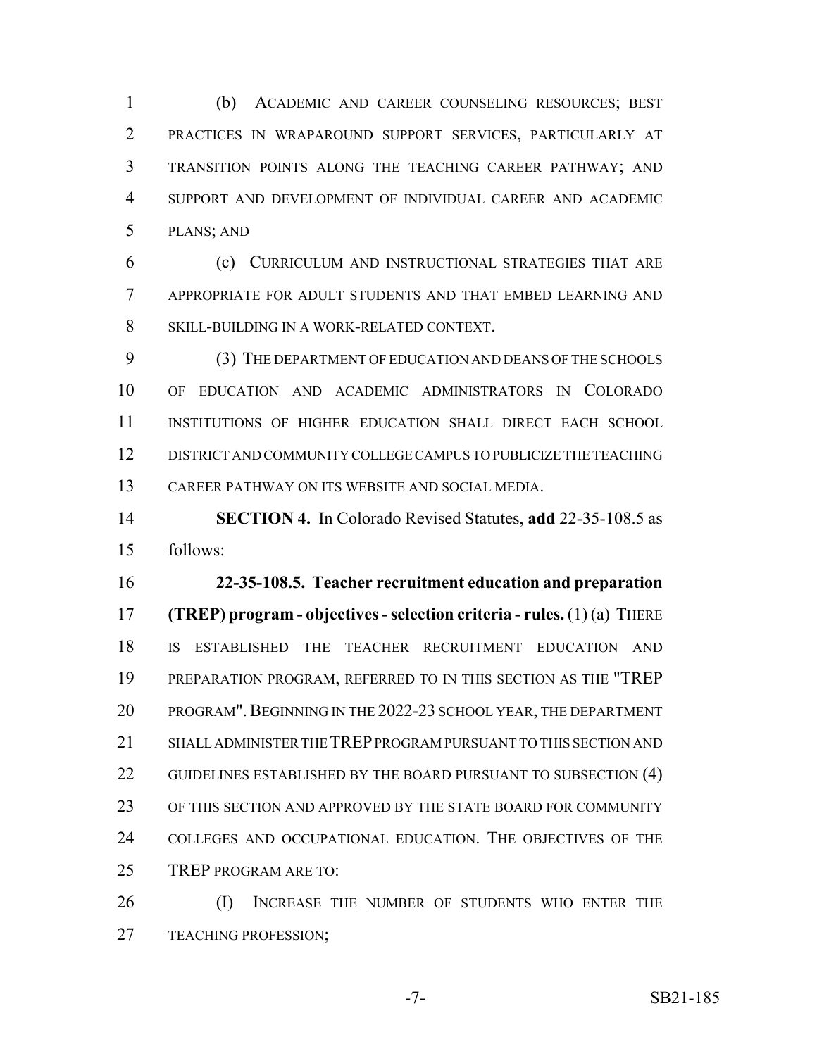(b) ACADEMIC AND CAREER COUNSELING RESOURCES; BEST PRACTICES IN WRAPAROUND SUPPORT SERVICES, PARTICULARLY AT TRANSITION POINTS ALONG THE TEACHING CAREER PATHWAY; AND SUPPORT AND DEVELOPMENT OF INDIVIDUAL CAREER AND ACADEMIC PLANS; AND

(c) CURRICULUM AND INSTRUCTIONAL STRATEGIES THAT ARE APPROPRIATE FOR ADULT STUDENTS AND THAT EMBED LEARNING AND SKILL-BUILDING IN A WORK-RELATED CONTEXT.

(3) THE DEPARTMENT OF EDUCATION AND DEANS OF THE SCHOOLS OF EDUCATION AND ACADEMIC ADMINISTRATORS IN COLORADO INSTITUTIONS OF HIGHER EDUCATION SHALL DIRECT EACH SCHOOL DISTRICT AND COMMUNITY COLLEGE CAMPUS TO PUBLICIZE THE TEACHING CAREER PATHWAY ON ITS WEBSITE AND SOCIAL MEDIA.

**SECTION 4.** In Colorado Revised Statutes, **add** 22-35-108.5 as follows:

**22-35-108.5. Teacher recruitment education and preparation (TREP) program - objectives - selection criteria - rules.** (1) (a) THERE IS ESTABLISHED THE TEACHER RECRUITMENT EDUCATION AND PREPARATION PROGRAM, REFERRED TO IN THIS SECTION AS THE "TREP PROGRAM". BEGINNING IN THE 2022-23 SCHOOL YEAR, THE DEPARTMENT SHALL ADMINISTER THE TREP PROGRAM PURSUANT TO THIS SECTION AND GUIDELINES ESTABLISHED BY THE BOARD PURSUANT TO SUBSECTION (4) OF THIS SECTION AND APPROVED BY THE STATE BOARD FOR COMMUNITY COLLEGES AND OCCUPATIONAL EDUCATION. THE OBJECTIVES OF THE TREP PROGRAM ARE TO:

(I) INCREASE THE NUMBER OF STUDENTS WHO ENTER THE TEACHING PROFESSION;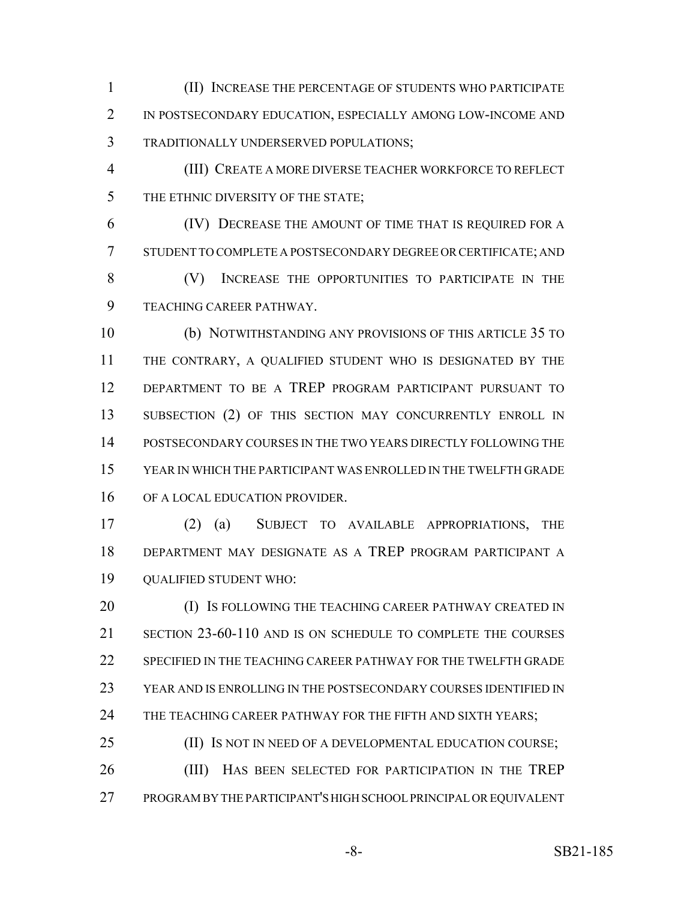(II) INCREASE THE PERCENTAGE OF STUDENTS WHO PARTICIPATE IN POSTSECONDARY EDUCATION, ESPECIALLY AMONG LOW-INCOME AND TRADITIONALLY UNDERSERVED POPULATIONS;

(III) CREATE A MORE DIVERSE TEACHER WORKFORCE TO REFLECT THE ETHNIC DIVERSITY OF THE STATE;

(IV) DECREASE THE AMOUNT OF TIME THAT IS REQUIRED FOR A STUDENT TO COMPLETE A POSTSECONDARY DEGREE OR CERTIFICATE; AND

(V) INCREASE THE OPPORTUNITIES TO PARTICIPATE IN THE TEACHING CAREER PATHWAY.

(b) NOTWITHSTANDING ANY PROVISIONS OF THIS ARTICLE 35 TO THE CONTRARY, A QUALIFIED STUDENT WHO IS DESIGNATED BY THE DEPARTMENT TO BE A TREP PROGRAM PARTICIPANT PURSUANT TO SUBSECTION (2) OF THIS SECTION MAY CONCURRENTLY ENROLL IN POSTSECONDARY COURSES IN THE TWO YEARS DIRECTLY FOLLOWING THE YEAR IN WHICH THE PARTICIPANT WAS ENROLLED IN THE TWELFTH GRADE OF A LOCAL EDUCATION PROVIDER.

(2) (a) SUBJECT TO AVAILABLE APPROPRIATIONS, THE DEPARTMENT MAY DESIGNATE AS A TREP PROGRAM PARTICIPANT A QUALIFIED STUDENT WHO:

(I) IS FOLLOWING THE TEACHING CAREER PATHWAY CREATED IN SECTION 23-60-110 AND IS ON SCHEDULE TO COMPLETE THE COURSES SPECIFIED IN THE TEACHING CAREER PATHWAY FOR THE TWELFTH GRADE YEAR AND IS ENROLLING IN THE POSTSECONDARY COURSES IDENTIFIED IN THE TEACHING CAREER PATHWAY FOR THE FIFTH AND SIXTH YEARS;

(II) IS NOT IN NEED OF A DEVELOPMENTAL EDUCATION COURSE;

(III) HAS BEEN SELECTED FOR PARTICIPATION IN THE TREP PROGRAM BY THE PARTICIPANT'S HIGH SCHOOL PRINCIPAL OR EQUIVALENT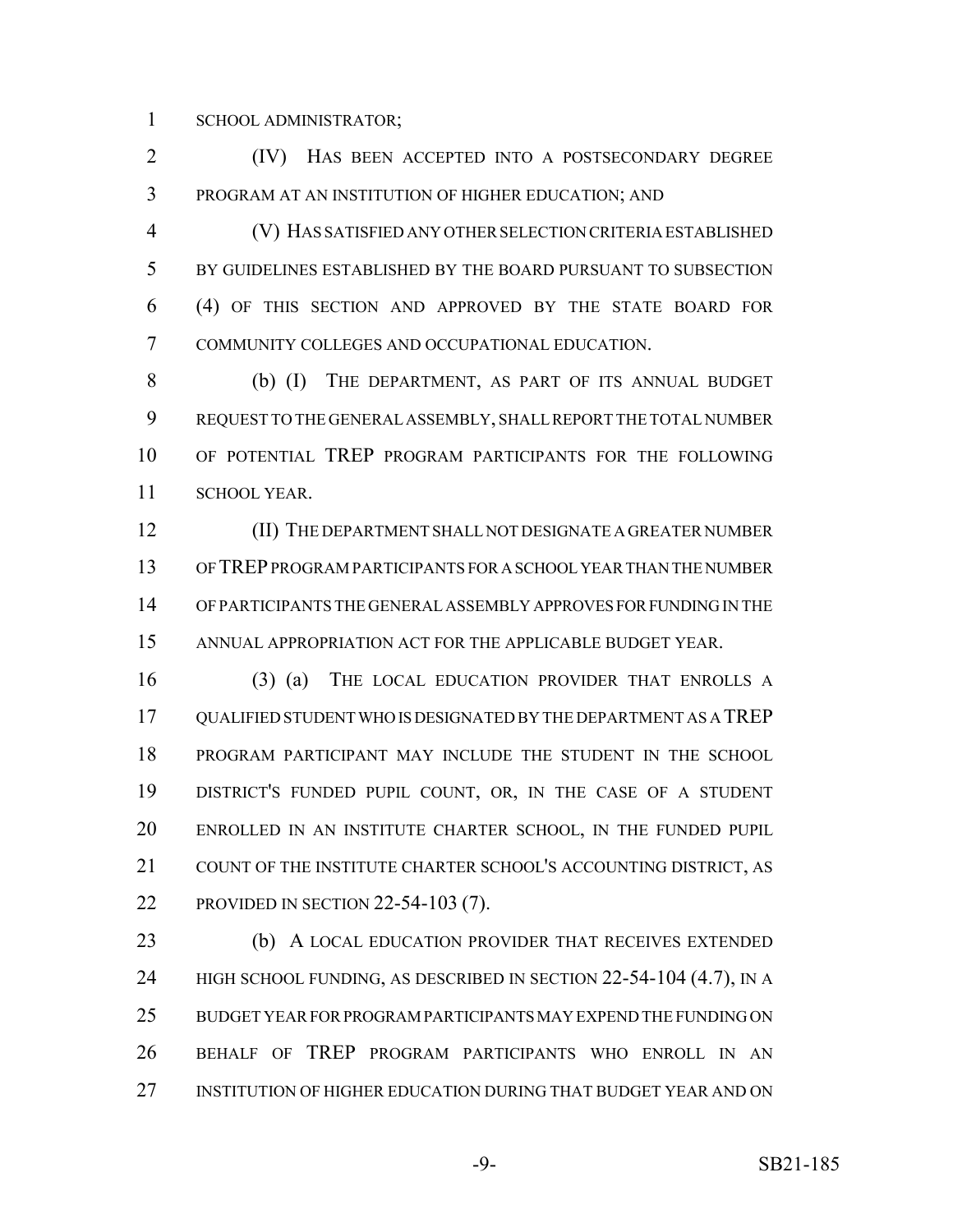SCHOOL ADMINISTRATOR;

(IV) HAS BEEN ACCEPTED INTO A POSTSECONDARY DEGREE PROGRAM AT AN INSTITUTION OF HIGHER EDUCATION; AND

(V) HAS SATISFIED ANY OTHER SELECTION CRITERIA ESTABLISHED BY GUIDELINES ESTABLISHED BY THE BOARD PURSUANT TO SUBSECTION (4) OF THIS SECTION AND APPROVED BY THE STATE BOARD FOR COMMUNITY COLLEGES AND OCCUPATIONAL EDUCATION.

(b) (I) THE DEPARTMENT, AS PART OF ITS ANNUAL BUDGET REQUEST TO THE GENERAL ASSEMBLY, SHALL REPORT THE TOTAL NUMBER OF POTENTIAL TREP PROGRAM PARTICIPANTS FOR THE FOLLOWING SCHOOL YEAR.

(II) THE DEPARTMENT SHALL NOT DESIGNATE A GREATER NUMBER OF TREP PROGRAM PARTICIPANTS FOR A SCHOOL YEAR THAN THE NUMBER OF PARTICIPANTS THE GENERAL ASSEMBLY APPROVES FOR FUNDING IN THE ANNUAL APPROPRIATION ACT FOR THE APPLICABLE BUDGET YEAR.

(3) (a) THE LOCAL EDUCATION PROVIDER THAT ENROLLS A QUALIFIED STUDENT WHO IS DESIGNATED BY THE DEPARTMENT AS A TREP PROGRAM PARTICIPANT MAY INCLUDE THE STUDENT IN THE SCHOOL DISTRICT'S FUNDED PUPIL COUNT, OR, IN THE CASE OF A STUDENT ENROLLED IN AN INSTITUTE CHARTER SCHOOL, IN THE FUNDED PUPIL COUNT OF THE INSTITUTE CHARTER SCHOOL'S ACCOUNTING DISTRICT, AS PROVIDED IN SECTION 22-54-103 (7).

(b) A LOCAL EDUCATION PROVIDER THAT RECEIVES EXTENDED HIGH SCHOOL FUNDING, AS DESCRIBED IN SECTION 22-54-104 (4.7), IN A BUDGET YEAR FOR PROGRAM PARTICIPANTS MAY EXPEND THE FUNDING ON BEHALF OF TREP PROGRAM PARTICIPANTS WHO ENROLL IN AN INSTITUTION OF HIGHER EDUCATION DURING THAT BUDGET YEAR AND ON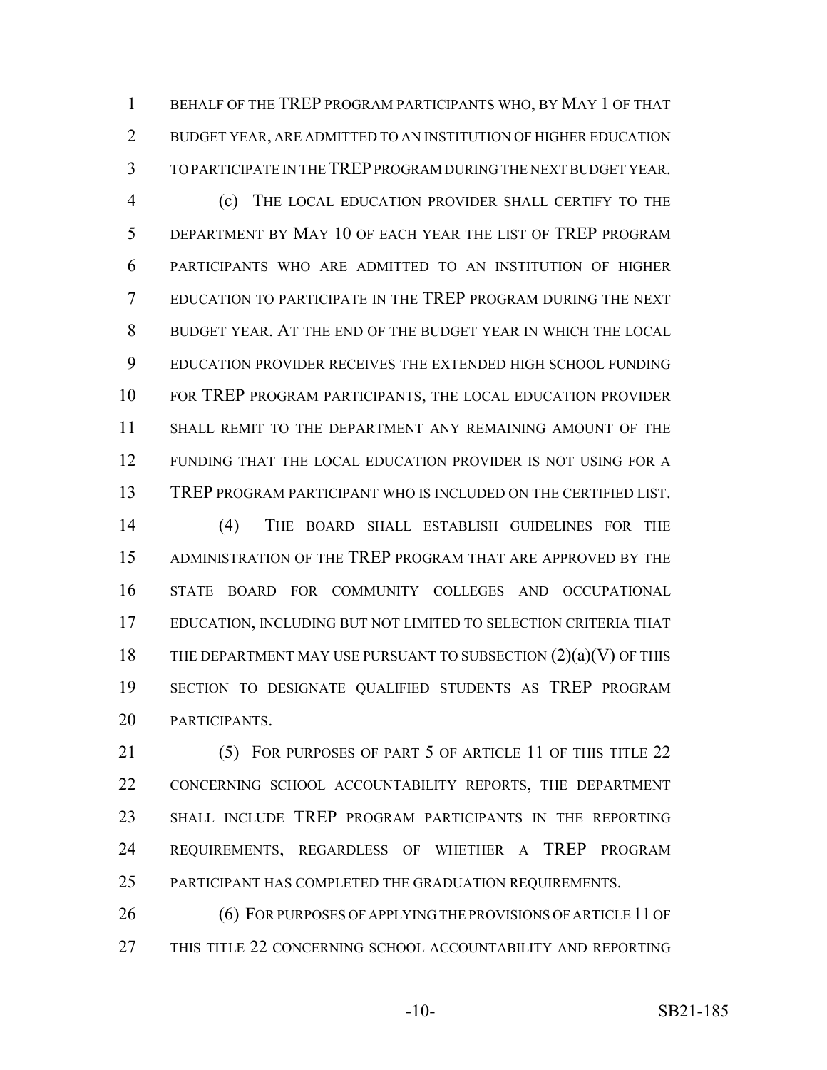BEHALF OF THE TREP PROGRAM PARTICIPANTS WHO, BY MAY 1 OF THAT BUDGET YEAR, ARE ADMITTED TO AN INSTITUTION OF HIGHER EDUCATION TO PARTICIPATE IN THE TREP PROGRAM DURING THE NEXT BUDGET YEAR.

(c) THE LOCAL EDUCATION PROVIDER SHALL CERTIFY TO THE DEPARTMENT BY MAY 10 OF EACH YEAR THE LIST OF TREP PROGRAM PARTICIPANTS WHO ARE ADMITTED TO AN INSTITUTION OF HIGHER EDUCATION TO PARTICIPATE IN THE TREP PROGRAM DURING THE NEXT BUDGET YEAR. AT THE END OF THE BUDGET YEAR IN WHICH THE LOCAL EDUCATION PROVIDER RECEIVES THE EXTENDED HIGH SCHOOL FUNDING FOR TREP PROGRAM PARTICIPANTS, THE LOCAL EDUCATION PROVIDER SHALL REMIT TO THE DEPARTMENT ANY REMAINING AMOUNT OF THE FUNDING THAT THE LOCAL EDUCATION PROVIDER IS NOT USING FOR A TREP PROGRAM PARTICIPANT WHO IS INCLUDED ON THE CERTIFIED LIST.

(4) THE BOARD SHALL ESTABLISH GUIDELINES FOR THE ADMINISTRATION OF THE TREP PROGRAM THAT ARE APPROVED BY THE STATE BOARD FOR COMMUNITY COLLEGES AND OCCUPATIONAL EDUCATION, INCLUDING BUT NOT LIMITED TO SELECTION CRITERIA THAT THE DEPARTMENT MAY USE PURSUANT TO SUBSECTION (2)(a)(V) OF THIS SECTION TO DESIGNATE QUALIFIED STUDENTS AS TREP PROGRAM PARTICIPANTS.

(5) FOR PURPOSES OF PART 5 OF ARTICLE 11 OF THIS TITLE 22 CONCERNING SCHOOL ACCOUNTABILITY REPORTS, THE DEPARTMENT SHALL INCLUDE TREP PROGRAM PARTICIPANTS IN THE REPORTING REQUIREMENTS, REGARDLESS OF WHETHER A TREP PROGRAM PARTICIPANT HAS COMPLETED THE GRADUATION REQUIREMENTS.

(6) FOR PURPOSES OF APPLYING THE PROVISIONS OF ARTICLE 11 OF THIS TITLE 22 CONCERNING SCHOOL ACCOUNTABILITY AND REPORTING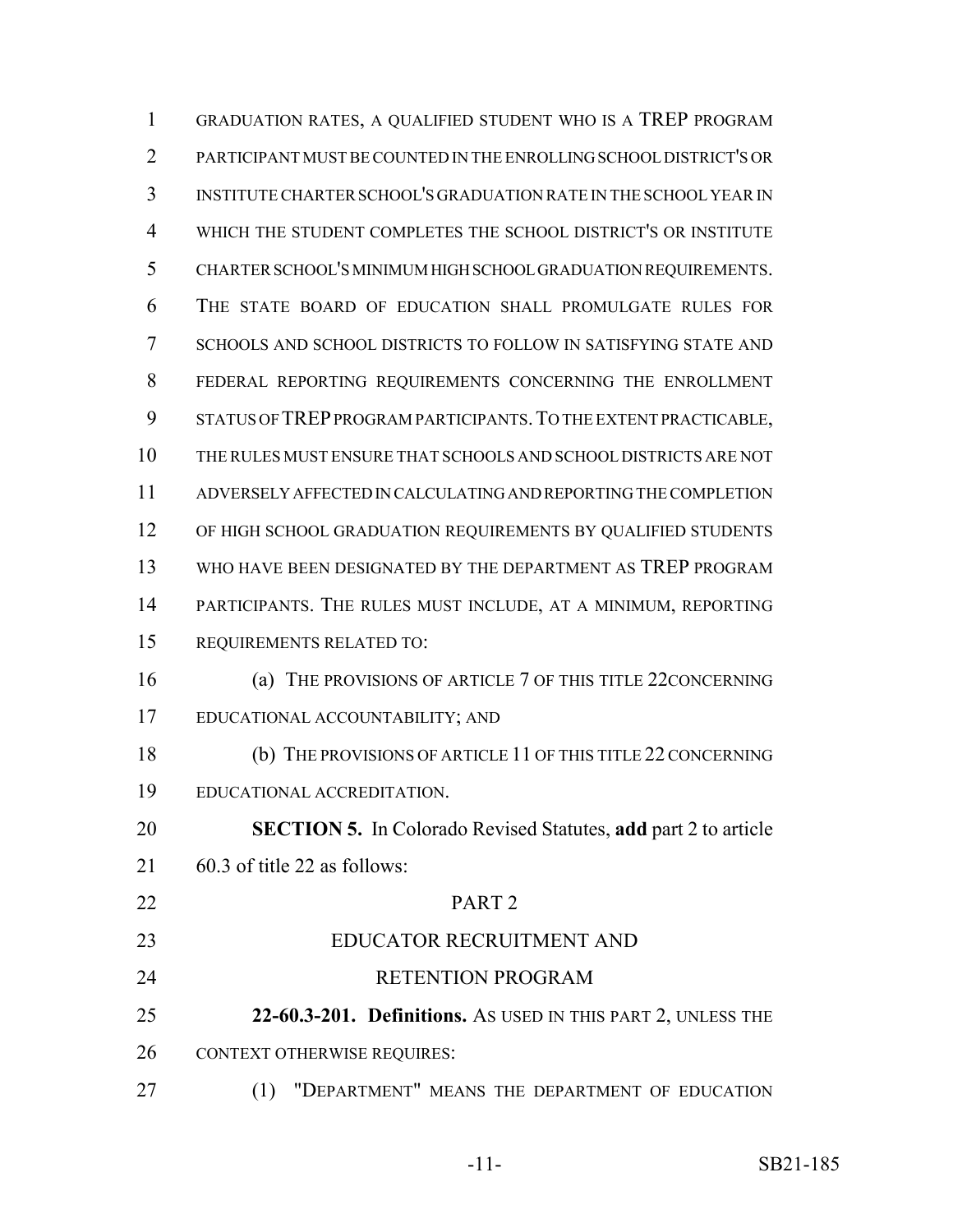GRADUATION RATES, A QUALIFIED STUDENT WHO IS A TREP PROGRAM PARTICIPANT MUST BE COUNTED IN THE ENROLLING SCHOOL DISTRICT'S OR INSTITUTE CHARTER SCHOOL'S GRADUATION RATE IN THE SCHOOL YEAR IN WHICH THE STUDENT COMPLETES THE SCHOOL DISTRICT'S OR INSTITUTE CHARTER SCHOOL'S MINIMUM HIGH SCHOOL GRADUATION REQUIREMENTS. THE STATE BOARD OF EDUCATION SHALL PROMULGATE RULES FOR SCHOOLS AND SCHOOL DISTRICTS TO FOLLOW IN SATISFYING STATE AND FEDERAL REPORTING REQUIREMENTS CONCERNING THE ENROLLMENT STATUS OF TREP PROGRAM PARTICIPANTS. TO THE EXTENT PRACTICABLE, THE RULES MUST ENSURE THAT SCHOOLS AND SCHOOL DISTRICTS ARE NOT ADVERSELY AFFECTED IN CALCULATING AND REPORTING THE COMPLETION OF HIGH SCHOOL GRADUATION REQUIREMENTS BY QUALIFIED STUDENTS WHO HAVE BEEN DESIGNATED BY THE DEPARTMENT AS TREP PROGRAM PARTICIPANTS. THE RULES MUST INCLUDE, AT A MINIMUM, REPORTING REQUIREMENTS RELATED TO:

(a) THE PROVISIONS OF ARTICLE 7 OF THIS TITLE 22CONCERNING EDUCATIONAL ACCOUNTABILITY; AND

(b) THE PROVISIONS OF ARTICLE 11 OF THIS TITLE 22 CONCERNING EDUCATIONAL ACCREDITATION.

**SECTION 5.** In Colorado Revised Statutes, **add** part 2 to article 60.3 of title 22 as follows:

PART 2

EDUCATOR RECRUITMENT AND RETENTION PROGRAM

**22-60.3-201. Definitions.** AS USED IN THIS PART 2, UNLESS THE CONTEXT OTHERWISE REQUIRES:

(1) "DEPARTMENT" MEANS THE DEPARTMENT OF EDUCATION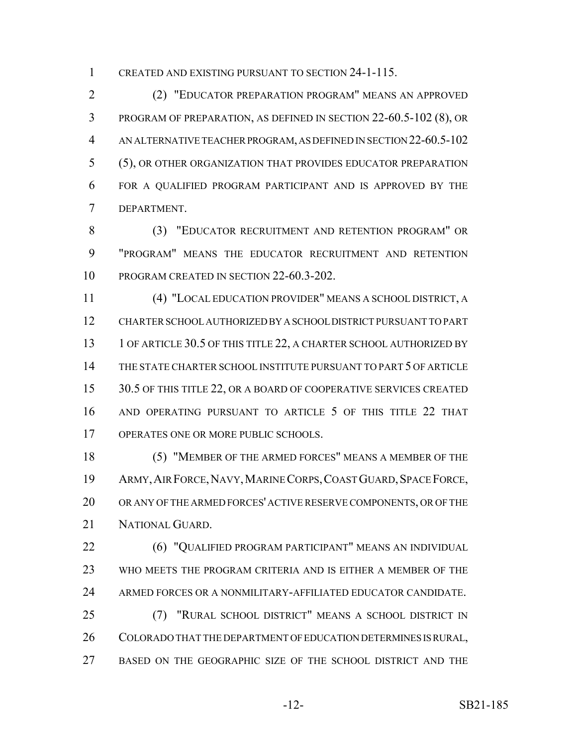CREATED AND EXISTING PURSUANT TO SECTION 24-1-115.

(2) "EDUCATOR PREPARATION PROGRAM" MEANS AN APPROVED PROGRAM OF PREPARATION, AS DEFINED IN SECTION 22-60.5-102 (8), OR AN ALTERNATIVE TEACHER PROGRAM, AS DEFINED IN SECTION 22-60.5-102 (5), OR OTHER ORGANIZATION THAT PROVIDES EDUCATOR PREPARATION FOR A QUALIFIED PROGRAM PARTICIPANT AND IS APPROVED BY THE DEPARTMENT.

(3) "EDUCATOR RECRUITMENT AND RETENTION PROGRAM" OR "PROGRAM" MEANS THE EDUCATOR RECRUITMENT AND RETENTION PROGRAM CREATED IN SECTION 22-60.3-202.

(4) "LOCAL EDUCATION PROVIDER" MEANS A SCHOOL DISTRICT, A CHARTER SCHOOL AUTHORIZED BY A SCHOOL DISTRICT PURSUANT TO PART 1 OF ARTICLE 30.5 OF THIS TITLE 22, A CHARTER SCHOOL AUTHORIZED BY THE STATE CHARTER SCHOOL INSTITUTE PURSUANT TO PART 5 OF ARTICLE 30.5 OF THIS TITLE 22, OR A BOARD OF COOPERATIVE SERVICES CREATED AND OPERATING PURSUANT TO ARTICLE 5 OF THIS TITLE 22 THAT OPERATES ONE OR MORE PUBLIC SCHOOLS.

(5) "MEMBER OF THE ARMED FORCES" MEANS A MEMBER OF THE ARMY, AIR FORCE, NAVY, MARINE CORPS, COAST GUARD, SPACE FORCE, OR ANY OF THE ARMED FORCES' ACTIVE RESERVE COMPONENTS, OR OF THE NATIONAL GUARD.

(6) "QUALIFIED PROGRAM PARTICIPANT" MEANS AN INDIVIDUAL WHO MEETS THE PROGRAM CRITERIA AND IS EITHER A MEMBER OF THE ARMED FORCES OR A NONMILITARY-AFFILIATED EDUCATOR CANDIDATE.

(7) "RURAL SCHOOL DISTRICT" MEANS A SCHOOL DISTRICT IN COLORADO THAT THE DEPARTMENT OF EDUCATION DETERMINES IS RURAL, BASED ON THE GEOGRAPHIC SIZE OF THE SCHOOL DISTRICT AND THE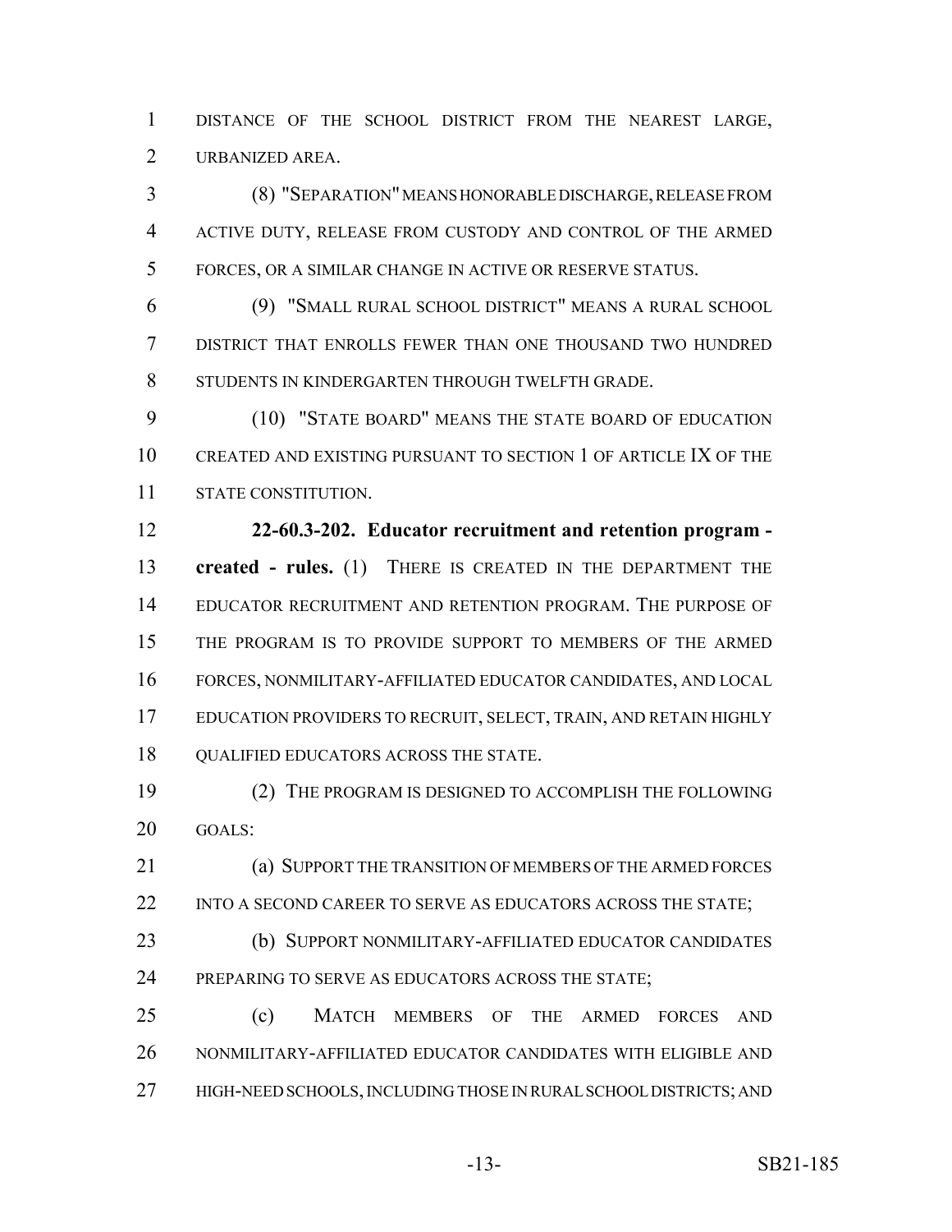DISTANCE OF THE SCHOOL DISTRICT FROM THE NEAREST LARGE, URBANIZED AREA.

(8) "SEPARATION" MEANS HONORABLE DISCHARGE, RELEASE FROM ACTIVE DUTY, RELEASE FROM CUSTODY AND CONTROL OF THE ARMED FORCES, OR A SIMILAR CHANGE IN ACTIVE OR RESERVE STATUS.

(9) "SMALL RURAL SCHOOL DISTRICT" MEANS A RURAL SCHOOL DISTRICT THAT ENROLLS FEWER THAN ONE THOUSAND TWO HUNDRED STUDENTS IN KINDERGARTEN THROUGH TWELFTH GRADE.

(10) "STATE BOARD" MEANS THE STATE BOARD OF EDUCATION CREATED AND EXISTING PURSUANT TO SECTION 1 OF ARTICLE IX OF THE STATE CONSTITUTION.

**22-60.3-202. Educator recruitment and retention program - created - rules.** (1) THERE IS CREATED IN THE DEPARTMENT THE EDUCATOR RECRUITMENT AND RETENTION PROGRAM. THE PURPOSE OF THE PROGRAM IS TO PROVIDE SUPPORT TO MEMBERS OF THE ARMED FORCES, NONMILITARY-AFFILIATED EDUCATOR CANDIDATES, AND LOCAL EDUCATION PROVIDERS TO RECRUIT, SELECT, TRAIN, AND RETAIN HIGHLY QUALIFIED EDUCATORS ACROSS THE STATE.

(2) THE PROGRAM IS DESIGNED TO ACCOMPLISH THE FOLLOWING GOALS:

(a) SUPPORT THE TRANSITION OF MEMBERS OF THE ARMED FORCES INTO A SECOND CAREER TO SERVE AS EDUCATORS ACROSS THE STATE;

(b) SUPPORT NONMILITARY-AFFILIATED EDUCATOR CANDIDATES PREPARING TO SERVE AS EDUCATORS ACROSS THE STATE;

(c) MATCH MEMBERS OF THE ARMED FORCES AND NONMILITARY-AFFILIATED EDUCATOR CANDIDATES WITH ELIGIBLE AND HIGH-NEED SCHOOLS, INCLUDING THOSE IN RURAL SCHOOL DISTRICTS; AND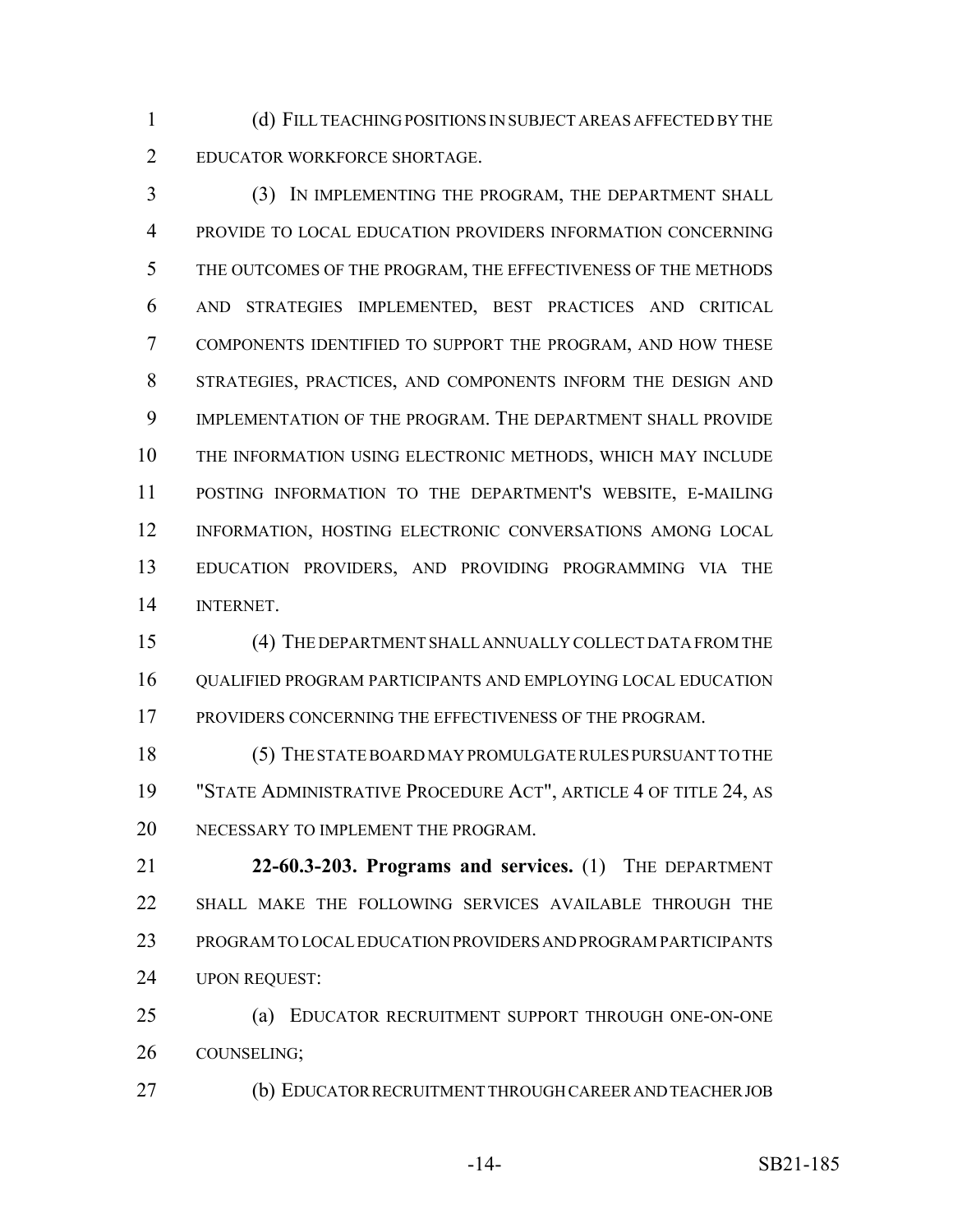(d) FILL TEACHING POSITIONS IN SUBJECT AREAS AFFECTED BY THE EDUCATOR WORKFORCE SHORTAGE.

(3) IN IMPLEMENTING THE PROGRAM, THE DEPARTMENT SHALL PROVIDE TO LOCAL EDUCATION PROVIDERS INFORMATION CONCERNING THE OUTCOMES OF THE PROGRAM, THE EFFECTIVENESS OF THE METHODS AND STRATEGIES IMPLEMENTED, BEST PRACTICES AND CRITICAL COMPONENTS IDENTIFIED TO SUPPORT THE PROGRAM, AND HOW THESE STRATEGIES, PRACTICES, AND COMPONENTS INFORM THE DESIGN AND IMPLEMENTATION OF THE PROGRAM. THE DEPARTMENT SHALL PROVIDE THE INFORMATION USING ELECTRONIC METHODS, WHICH MAY INCLUDE POSTING INFORMATION TO THE DEPARTMENT'S WEBSITE, E-MAILING INFORMATION, HOSTING ELECTRONIC CONVERSATIONS AMONG LOCAL EDUCATION PROVIDERS, AND PROVIDING PROGRAMMING VIA THE INTERNET.

(4) THE DEPARTMENT SHALL ANNUALLY COLLECT DATA FROM THE QUALIFIED PROGRAM PARTICIPANTS AND EMPLOYING LOCAL EDUCATION PROVIDERS CONCERNING THE EFFECTIVENESS OF THE PROGRAM.

(5) THE STATE BOARD MAY PROMULGATE RULES PURSUANT TO THE "STATE ADMINISTRATIVE PROCEDURE ACT", ARTICLE 4 OF TITLE 24, AS NECESSARY TO IMPLEMENT THE PROGRAM.

**22-60.3-203. Programs and services.** (1) THE DEPARTMENT SHALL MAKE THE FOLLOWING SERVICES AVAILABLE THROUGH THE PROGRAM TO LOCAL EDUCATION PROVIDERS AND PROGRAM PARTICIPANTS UPON REQUEST:

(a) EDUCATOR RECRUITMENT SUPPORT THROUGH ONE-ON-ONE COUNSELING;

(b) EDUCATOR RECRUITMENT THROUGH CAREER AND TEACHER JOB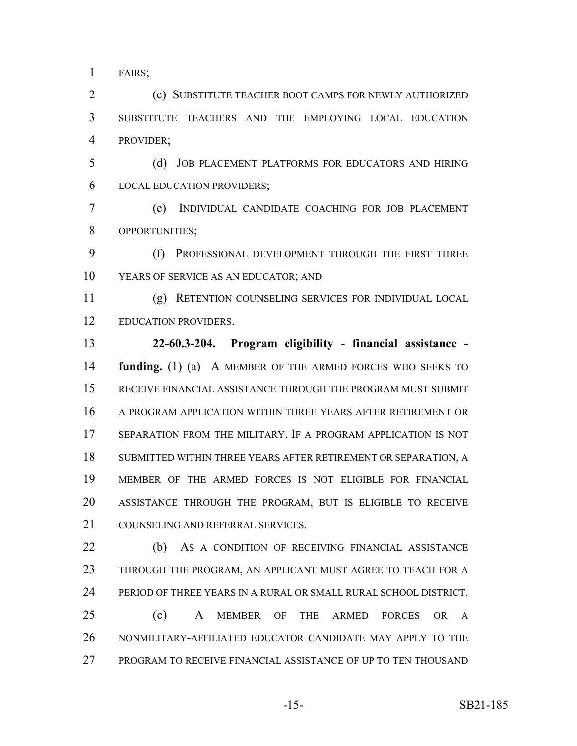FAIRS;

(c) SUBSTITUTE TEACHER BOOT CAMPS FOR NEWLY AUTHORIZED SUBSTITUTE TEACHERS AND THE EMPLOYING LOCAL EDUCATION PROVIDER;

(d) JOB PLACEMENT PLATFORMS FOR EDUCATORS AND HIRING LOCAL EDUCATION PROVIDERS;

(e) INDIVIDUAL CANDIDATE COACHING FOR JOB PLACEMENT OPPORTUNITIES;

(f) PROFESSIONAL DEVELOPMENT THROUGH THE FIRST THREE YEARS OF SERVICE AS AN EDUCATOR; AND

(g) RETENTION COUNSELING SERVICES FOR INDIVIDUAL LOCAL EDUCATION PROVIDERS.

**22-60.3-204. Program eligibility - financial assistance - funding.** (1) (a) A MEMBER OF THE ARMED FORCES WHO SEEKS TO RECEIVE FINANCIAL ASSISTANCE THROUGH THE PROGRAM MUST SUBMIT A PROGRAM APPLICATION WITHIN THREE YEARS AFTER RETIREMENT OR SEPARATION FROM THE MILITARY. IF A PROGRAM APPLICATION IS NOT SUBMITTED WITHIN THREE YEARS AFTER RETIREMENT OR SEPARATION, A MEMBER OF THE ARMED FORCES IS NOT ELIGIBLE FOR FINANCIAL ASSISTANCE THROUGH THE PROGRAM, BUT IS ELIGIBLE TO RECEIVE COUNSELING AND REFERRAL SERVICES.

(b) AS A CONDITION OF RECEIVING FINANCIAL ASSISTANCE THROUGH THE PROGRAM, AN APPLICANT MUST AGREE TO TEACH FOR A PERIOD OF THREE YEARS IN A RURAL OR SMALL RURAL SCHOOL DISTRICT.

(c) A MEMBER OF THE ARMED FORCES OR A NONMILITARY-AFFILIATED EDUCATOR CANDIDATE MAY APPLY TO THE PROGRAM TO RECEIVE FINANCIAL ASSISTANCE OF UP TO TEN THOUSAND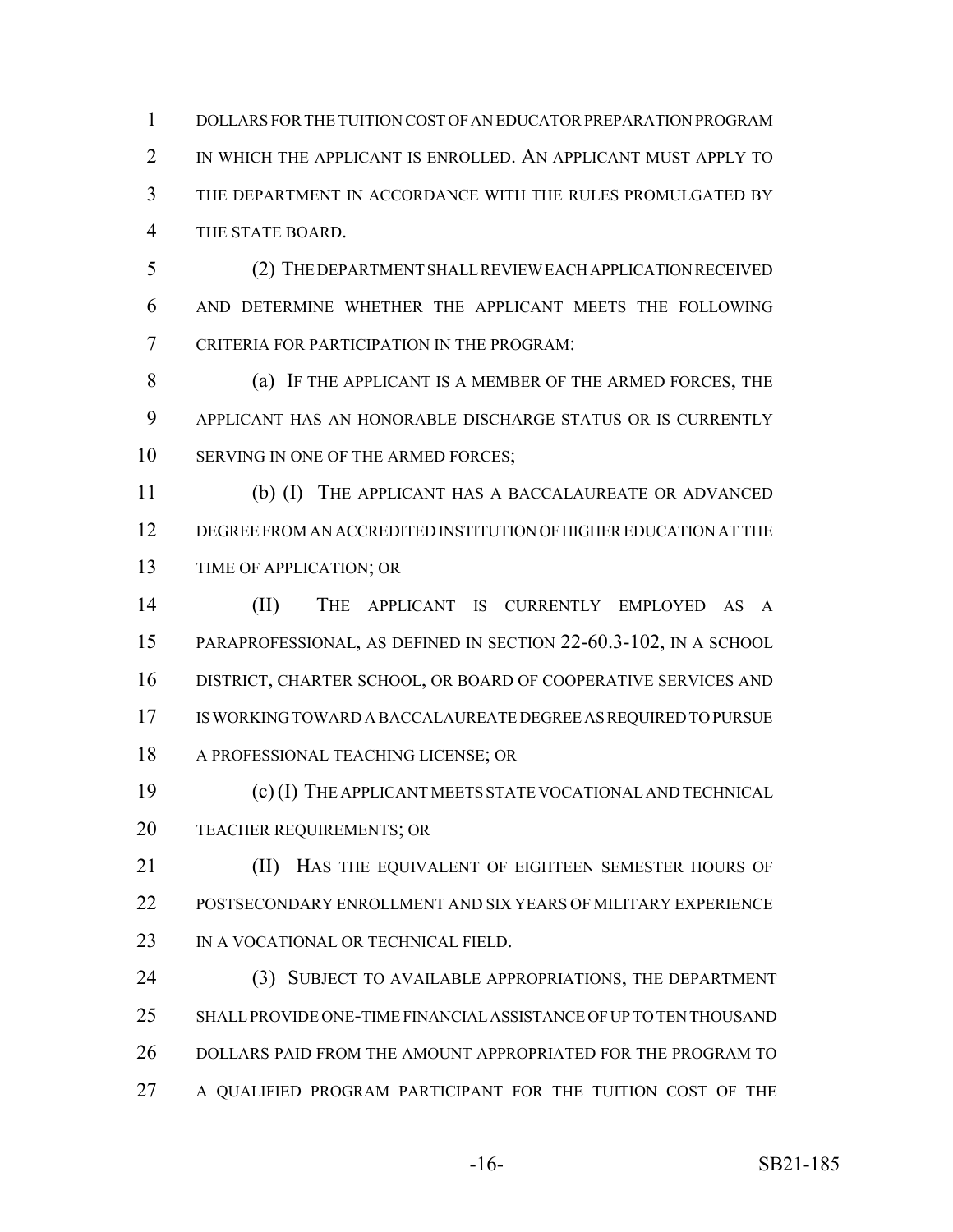DOLLARS FOR THE TUITION COST OF AN EDUCATOR PREPARATION PROGRAM IN WHICH THE APPLICANT IS ENROLLED. AN APPLICANT MUST APPLY TO THE DEPARTMENT IN ACCORDANCE WITH THE RULES PROMULGATED BY THE STATE BOARD.

(2) THE DEPARTMENT SHALL REVIEW EACH APPLICATION RECEIVED AND DETERMINE WHETHER THE APPLICANT MEETS THE FOLLOWING CRITERIA FOR PARTICIPATION IN THE PROGRAM:

(a) IF THE APPLICANT IS A MEMBER OF THE ARMED FORCES, THE APPLICANT HAS AN HONORABLE DISCHARGE STATUS OR IS CURRENTLY SERVING IN ONE OF THE ARMED FORCES;

(b) (I) THE APPLICANT HAS A BACCALAUREATE OR ADVANCED DEGREE FROM AN ACCREDITED INSTITUTION OF HIGHER EDUCATION AT THE TIME OF APPLICATION; OR

(II) THE APPLICANT IS CURRENTLY EMPLOYED AS A PARAPROFESSIONAL, AS DEFINED IN SECTION 22-60.3-102, IN A SCHOOL DISTRICT, CHARTER SCHOOL, OR BOARD OF COOPERATIVE SERVICES AND IS WORKING TOWARD A BACCALAUREATE DEGREE AS REQUIRED TO PURSUE A PROFESSIONAL TEACHING LICENSE; OR

(c) (I) THE APPLICANT MEETS STATE VOCATIONAL AND TECHNICAL TEACHER REQUIREMENTS; OR

(II) HAS THE EQUIVALENT OF EIGHTEEN SEMESTER HOURS OF POSTSECONDARY ENROLLMENT AND SIX YEARS OF MILITARY EXPERIENCE IN A VOCATIONAL OR TECHNICAL FIELD.

(3) SUBJECT TO AVAILABLE APPROPRIATIONS, THE DEPARTMENT SHALL PROVIDE ONE-TIME FINANCIAL ASSISTANCE OF UP TO TEN THOUSAND DOLLARS PAID FROM THE AMOUNT APPROPRIATED FOR THE PROGRAM TO A QUALIFIED PROGRAM PARTICIPANT FOR THE TUITION COST OF THE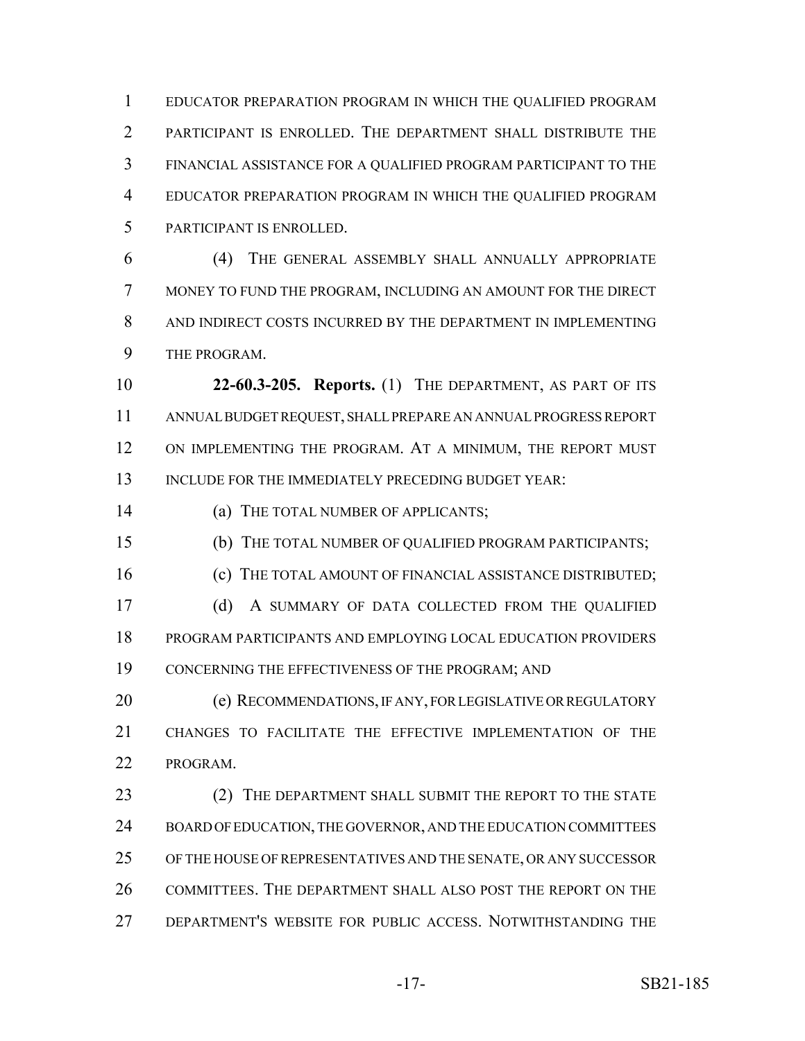EDUCATOR PREPARATION PROGRAM IN WHICH THE QUALIFIED PROGRAM PARTICIPANT IS ENROLLED. THE DEPARTMENT SHALL DISTRIBUTE THE FINANCIAL ASSISTANCE FOR A QUALIFIED PROGRAM PARTICIPANT TO THE EDUCATOR PREPARATION PROGRAM IN WHICH THE QUALIFIED PROGRAM PARTICIPANT IS ENROLLED.

(4) THE GENERAL ASSEMBLY SHALL ANNUALLY APPROPRIATE MONEY TO FUND THE PROGRAM, INCLUDING AN AMOUNT FOR THE DIRECT AND INDIRECT COSTS INCURRED BY THE DEPARTMENT IN IMPLEMENTING THE PROGRAM.

**22-60.3-205. Reports.** (1) THE DEPARTMENT, AS PART OF ITS ANNUAL BUDGET REQUEST, SHALL PREPARE AN ANNUAL PROGRESS REPORT ON IMPLEMENTING THE PROGRAM. AT A MINIMUM, THE REPORT MUST INCLUDE FOR THE IMMEDIATELY PRECEDING BUDGET YEAR:

(a) THE TOTAL NUMBER OF APPLICANTS;

(b) THE TOTAL NUMBER OF QUALIFIED PROGRAM PARTICIPANTS;

(c) THE TOTAL AMOUNT OF FINANCIAL ASSISTANCE DISTRIBUTED;

(d) A SUMMARY OF DATA COLLECTED FROM THE QUALIFIED PROGRAM PARTICIPANTS AND EMPLOYING LOCAL EDUCATION PROVIDERS CONCERNING THE EFFECTIVENESS OF THE PROGRAM; AND

(e) RECOMMENDATIONS, IF ANY, FOR LEGISLATIVE OR REGULATORY CHANGES TO FACILITATE THE EFFECTIVE IMPLEMENTATION OF THE PROGRAM.

(2) THE DEPARTMENT SHALL SUBMIT THE REPORT TO THE STATE BOARD OF EDUCATION, THE GOVERNOR, AND THE EDUCATION COMMITTEES OF THE HOUSE OF REPRESENTATIVES AND THE SENATE, OR ANY SUCCESSOR COMMITTEES. THE DEPARTMENT SHALL ALSO POST THE REPORT ON THE DEPARTMENT'S WEBSITE FOR PUBLIC ACCESS. NOTWITHSTANDING THE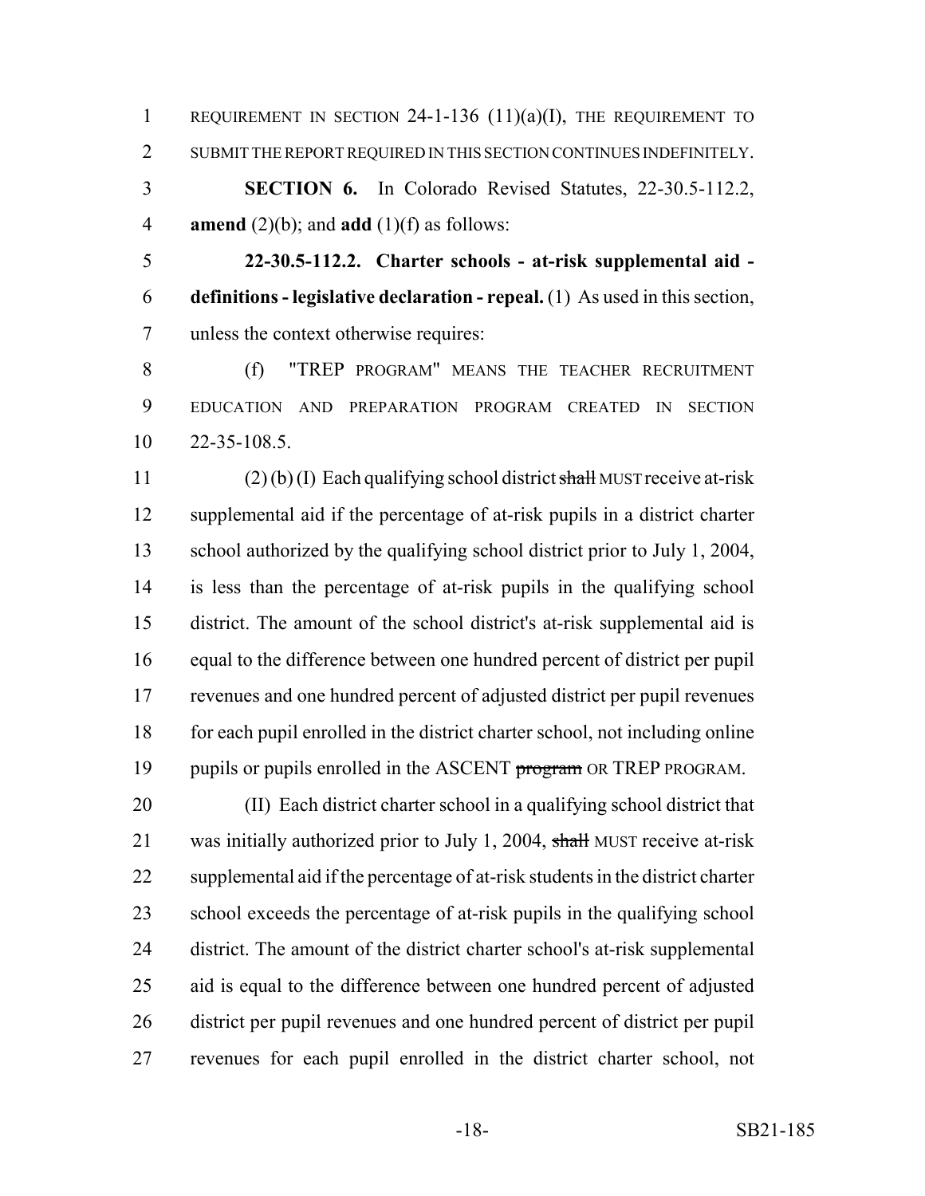REQUIREMENT IN SECTION 24-1-136 (11)(a)(I), THE REQUIREMENT TO SUBMIT THE REPORT REQUIRED IN THIS SECTION CONTINUES INDEFINITELY.

**SECTION 6.** In Colorado Revised Statutes, 22-30.5-112.2, **amend** (2)(b); and **add** (1)(f) as follows:

**22-30.5-112.2. Charter schools - at-risk supplemental aid - definitions - legislative declaration - repeal.** (1) As used in this section, unless the context otherwise requires:

(f) "TREP PROGRAM" MEANS THE TEACHER RECRUITMENT EDUCATION AND PREPARATION PROGRAM CREATED IN SECTION 22-35-108.5.

(2) (b) (I) Each qualifying school district ~~shall~~ MUST receive at-risk supplemental aid if the percentage of at-risk pupils in a district charter school authorized by the qualifying school district prior to July 1, 2004, is less than the percentage of at-risk pupils in the qualifying school district. The amount of the school district's at-risk supplemental aid is equal to the difference between one hundred percent of district per pupil revenues and one hundred percent of adjusted district per pupil revenues for each pupil enrolled in the district charter school, not including online pupils or pupils enrolled in the ASCENT ~~program~~ OR TREP PROGRAM.

(II) Each district charter school in a qualifying school district that was initially authorized prior to July 1, 2004, ~~shall~~ MUST receive at-risk supplemental aid if the percentage of at-risk students in the district charter school exceeds the percentage of at-risk pupils in the qualifying school district. The amount of the district charter school's at-risk supplemental aid is equal to the difference between one hundred percent of adjusted district per pupil revenues and one hundred percent of district per pupil revenues for each pupil enrolled in the district charter school, not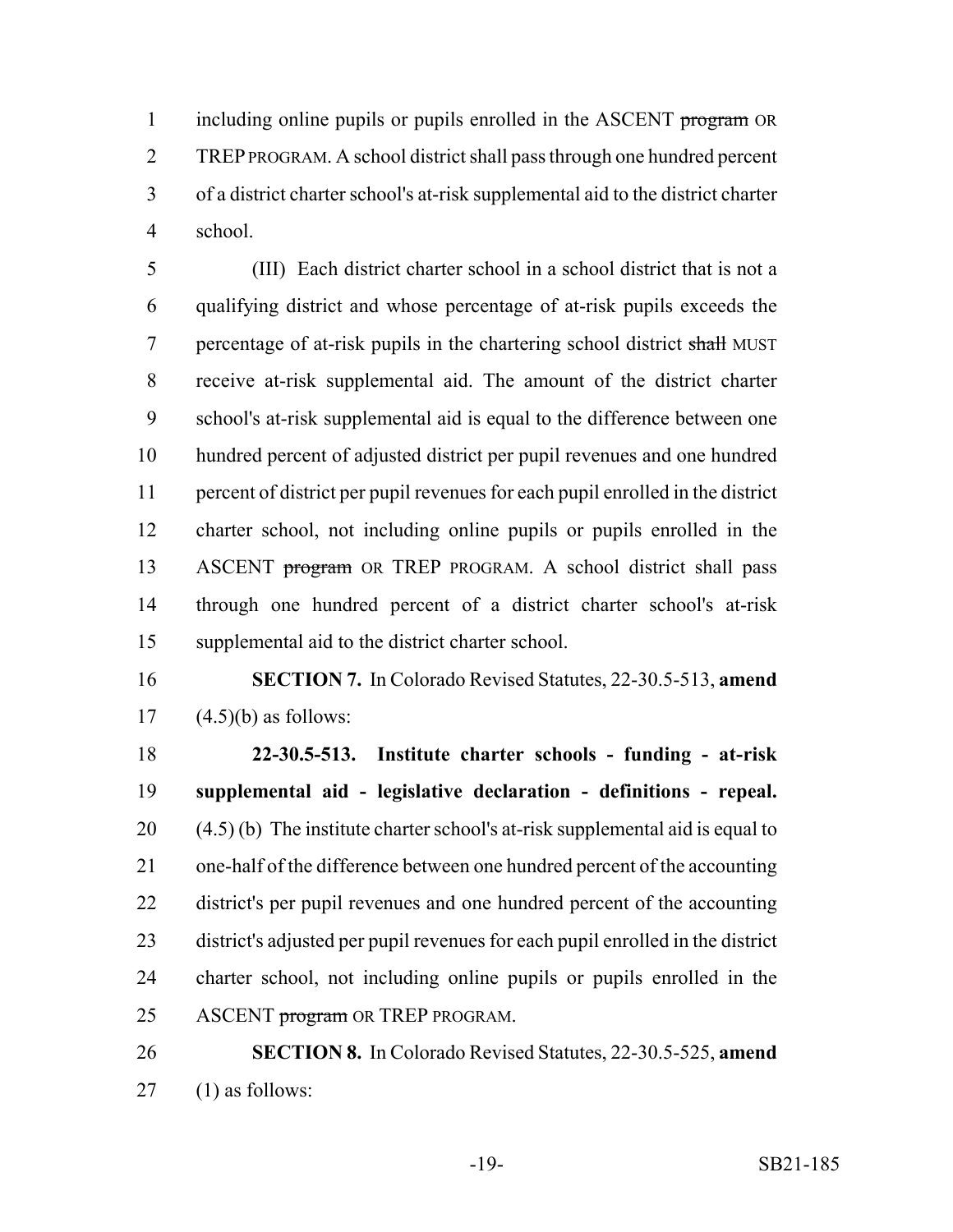including online pupils or pupils enrolled in the ASCENT ~~program~~ OR TREP PROGRAM. A school district shall pass through one hundred percent of a district charter school's at-risk supplemental aid to the district charter school.

(III) Each district charter school in a school district that is not a qualifying district and whose percentage of at-risk pupils exceeds the percentage of at-risk pupils in the chartering school district ~~shall~~ MUST receive at-risk supplemental aid. The amount of the district charter school's at-risk supplemental aid is equal to the difference between one hundred percent of adjusted district per pupil revenues and one hundred percent of district per pupil revenues for each pupil enrolled in the district charter school, not including online pupils or pupils enrolled in the ASCENT ~~program~~ OR TREP PROGRAM. A school district shall pass through one hundred percent of a district charter school's at-risk supplemental aid to the district charter school.

**SECTION 7.** In Colorado Revised Statutes, 22-30.5-513, **amend** (4.5)(b) as follows:

**22-30.5-513. Institute charter schools - funding - at-risk supplemental aid - legislative declaration - definitions - repeal.** (4.5) (b) The institute charter school's at-risk supplemental aid is equal to one-half of the difference between one hundred percent of the accounting district's per pupil revenues and one hundred percent of the accounting district's adjusted per pupil revenues for each pupil enrolled in the district charter school, not including online pupils or pupils enrolled in the ASCENT ~~program~~ OR TREP PROGRAM.

**SECTION 8.** In Colorado Revised Statutes, 22-30.5-525, **amend** (1) as follows: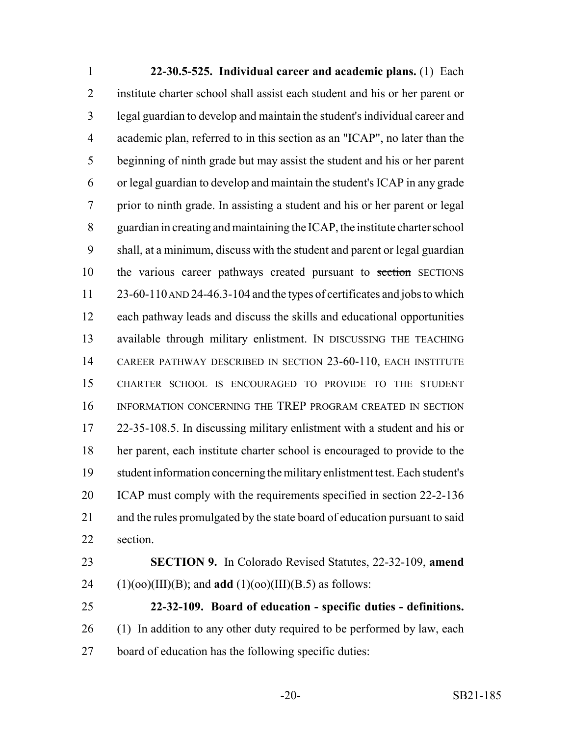**22-30.5-525. Individual career and academic plans.** (1) Each institute charter school shall assist each student and his or her parent or legal guardian to develop and maintain the student's individual career and academic plan, referred to in this section as an "ICAP", no later than the beginning of ninth grade but may assist the student and his or her parent or legal guardian to develop and maintain the student's ICAP in any grade prior to ninth grade. In assisting a student and his or her parent or legal guardian in creating and maintaining the ICAP, the institute charter school shall, at a minimum, discuss with the student and parent or legal guardian the various career pathways created pursuant to ~~section~~ SECTIONS 23-60-110 AND 24-46.3-104 and the types of certificates and jobs to which each pathway leads and discuss the skills and educational opportunities available through military enlistment. IN DISCUSSING THE TEACHING CAREER PATHWAY DESCRIBED IN SECTION 23-60-110, EACH INSTITUTE CHARTER SCHOOL IS ENCOURAGED TO PROVIDE TO THE STUDENT INFORMATION CONCERNING THE TREP PROGRAM CREATED IN SECTION 22-35-108.5. In discussing military enlistment with a student and his or her parent, each institute charter school is encouraged to provide to the student information concerning the military enlistment test. Each student's ICAP must comply with the requirements specified in section 22-2-136 and the rules promulgated by the state board of education pursuant to said section.

**SECTION 9.** In Colorado Revised Statutes, 22-32-109, **amend** (1)(oo)(III)(B); and **add** (1)(oo)(III)(B.5) as follows:

**22-32-109. Board of education - specific duties - definitions.** (1) In addition to any other duty required to be performed by law, each board of education has the following specific duties: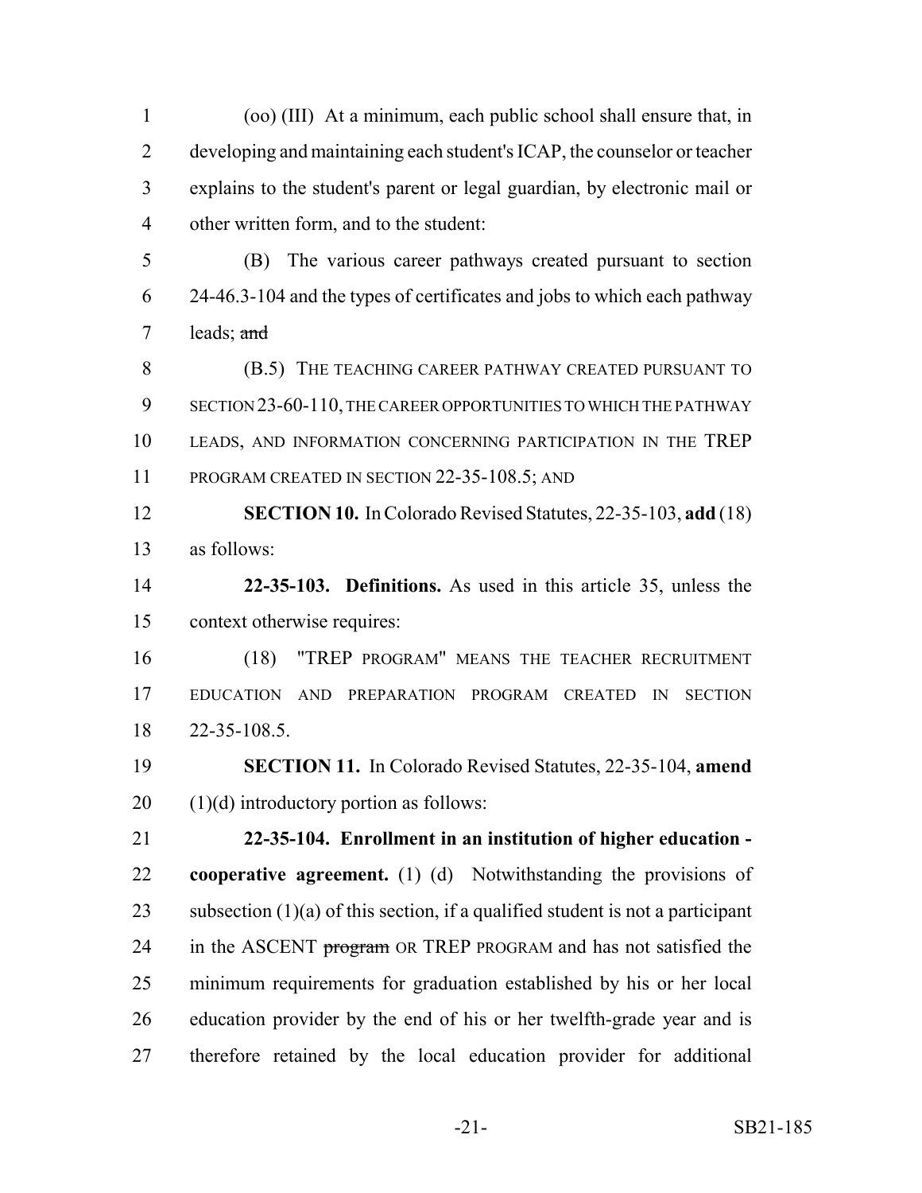(oo) (III) At a minimum, each public school shall ensure that, in developing and maintaining each student's ICAP, the counselor or teacher explains to the student's parent or legal guardian, by electronic mail or other written form, and to the student:

(B) The various career pathways created pursuant to section 24-46.3-104 and the types of certificates and jobs to which each pathway leads; ~~and~~

(B.5) THE TEACHING CAREER PATHWAY CREATED PURSUANT TO SECTION 23-60-110, THE CAREER OPPORTUNITIES TO WHICH THE PATHWAY LEADS, AND INFORMATION CONCERNING PARTICIPATION IN THE TREP PROGRAM CREATED IN SECTION 22-35-108.5; AND

**SECTION 10.** In Colorado Revised Statutes, 22-35-103, **add** (18) as follows:

**22-35-103. Definitions.** As used in this article 35, unless the context otherwise requires:

(18) "TREP PROGRAM" MEANS THE TEACHER RECRUITMENT EDUCATION AND PREPARATION PROGRAM CREATED IN SECTION 22-35-108.5.

**SECTION 11.** In Colorado Revised Statutes, 22-35-104, **amend** (1)(d) introductory portion as follows:

**22-35-104. Enrollment in an institution of higher education - cooperative agreement.** (1) (d) Notwithstanding the provisions of subsection (1)(a) of this section, if a qualified student is not a participant in the ASCENT ~~program~~ OR TREP PROGRAM and has not satisfied the minimum requirements for graduation established by his or her local education provider by the end of his or her twelfth-grade year and is therefore retained by the local education provider for additional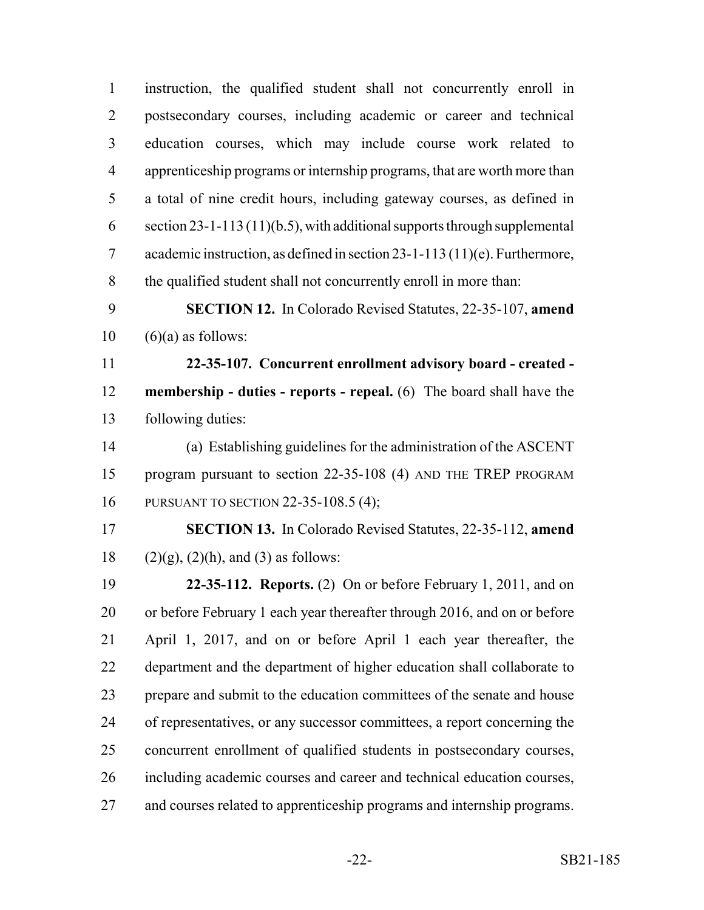instruction, the qualified student shall not concurrently enroll in postsecondary courses, including academic or career and technical education courses, which may include course work related to apprenticeship programs or internship programs, that are worth more than a total of nine credit hours, including gateway courses, as defined in section 23-1-113 (11)(b.5), with additional supports through supplemental academic instruction, as defined in section 23-1-113 (11)(e). Furthermore, the qualified student shall not concurrently enroll in more than:

**SECTION 12.** In Colorado Revised Statutes, 22-35-107, **amend** (6)(a) as follows:

**22-35-107. Concurrent enrollment advisory board - created - membership - duties - reports - repeal.** (6) The board shall have the following duties:

(a) Establishing guidelines for the administration of the ASCENT program pursuant to section 22-35-108 (4) AND THE TREP PROGRAM PURSUANT TO SECTION 22-35-108.5 (4);

**SECTION 13.** In Colorado Revised Statutes, 22-35-112, **amend** (2)(g), (2)(h), and (3) as follows:

**22-35-112. Reports.** (2) On or before February 1, 2011, and on or before February 1 each year thereafter through 2016, and on or before April 1, 2017, and on or before April 1 each year thereafter, the department and the department of higher education shall collaborate to prepare and submit to the education committees of the senate and house of representatives, or any successor committees, a report concerning the concurrent enrollment of qualified students in postsecondary courses, including academic courses and career and technical education courses, and courses related to apprenticeship programs and internship programs.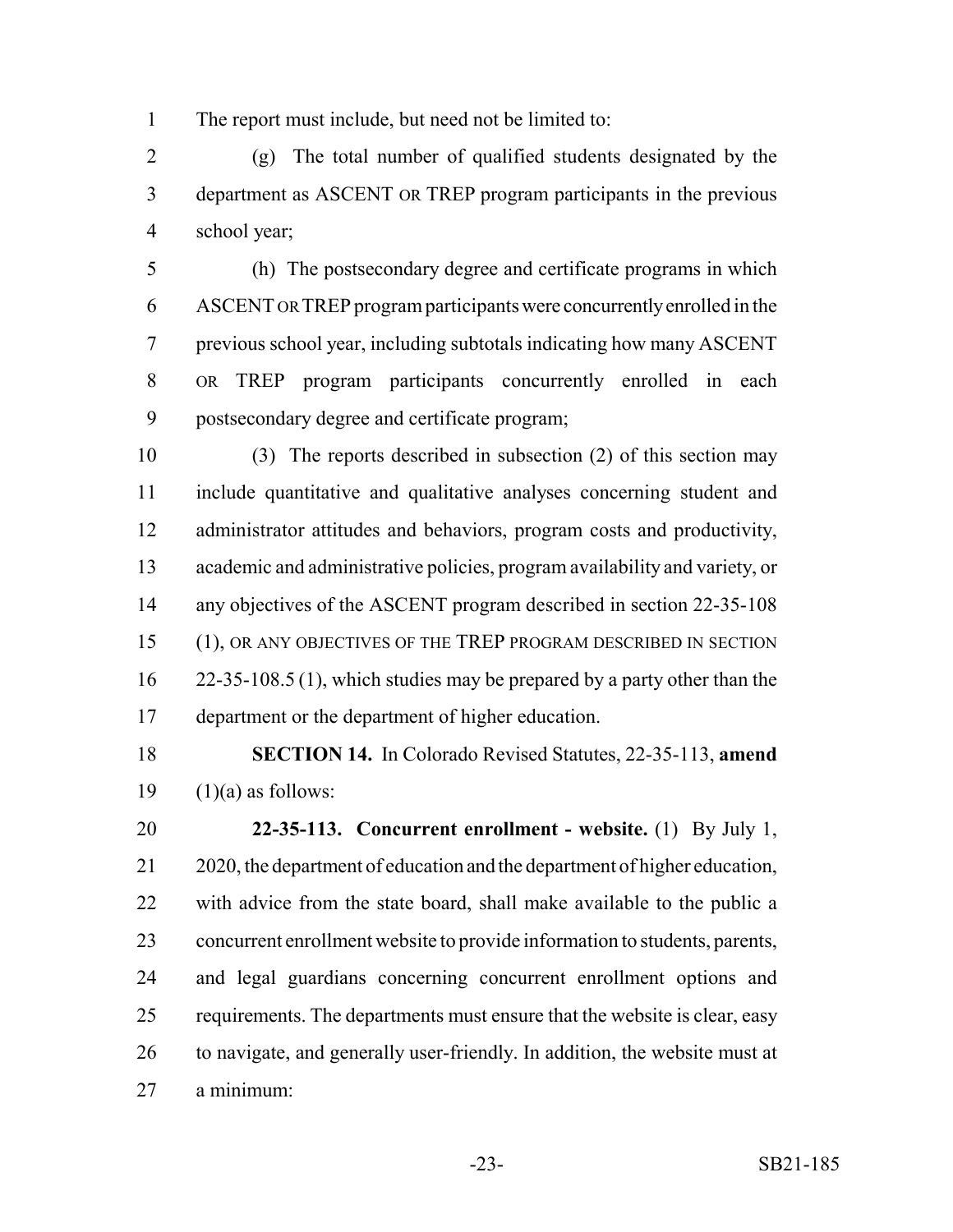The report must include, but need not be limited to:

(g) The total number of qualified students designated by the department as ASCENT OR TREP program participants in the previous school year;

(h) The postsecondary degree and certificate programs in which ASCENT OR TREP program participants were concurrently enrolled in the previous school year, including subtotals indicating how many ASCENT OR TREP program participants concurrently enrolled in each postsecondary degree and certificate program;

(3) The reports described in subsection (2) of this section may include quantitative and qualitative analyses concerning student and administrator attitudes and behaviors, program costs and productivity, academic and administrative policies, program availability and variety, or any objectives of the ASCENT program described in section 22-35-108 (1), OR ANY OBJECTIVES OF THE TREP PROGRAM DESCRIBED IN SECTION 22-35-108.5 (1), which studies may be prepared by a party other than the department or the department of higher education.

**SECTION 14.** In Colorado Revised Statutes, 22-35-113, **amend** (1)(a) as follows:

**22-35-113. Concurrent enrollment - website.** (1) By July 1, 2020, the department of education and the department of higher education, with advice from the state board, shall make available to the public a concurrent enrollment website to provide information to students, parents, and legal guardians concerning concurrent enrollment options and requirements. The departments must ensure that the website is clear, easy to navigate, and generally user-friendly. In addition, the website must at a minimum: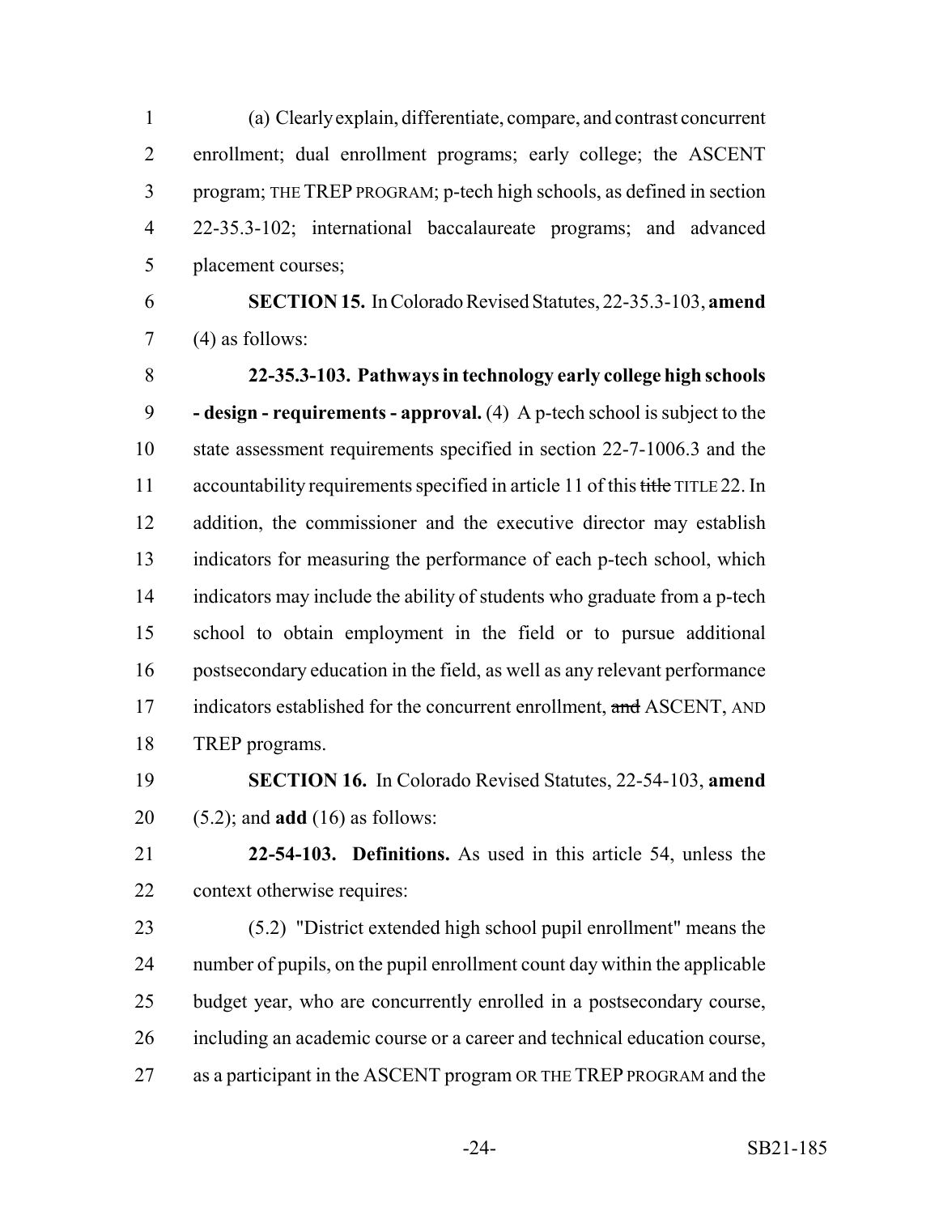(a) Clearly explain, differentiate, compare, and contrast concurrent enrollment; dual enrollment programs; early college; the ASCENT program; THE TREP PROGRAM; p-tech high schools, as defined in section 22-35.3-102; international baccalaureate programs; and advanced placement courses;

**SECTION 15.** In Colorado Revised Statutes, 22-35.3-103, **amend** (4) as follows:

**22-35.3-103. Pathways in technology early college high schools - design - requirements - approval.** (4) A p-tech school is subject to the state assessment requirements specified in section 22-7-1006.3 and the accountability requirements specified in article 11 of this ~~title~~ TITLE 22. In addition, the commissioner and the executive director may establish indicators for measuring the performance of each p-tech school, which indicators may include the ability of students who graduate from a p-tech school to obtain employment in the field or to pursue additional postsecondary education in the field, as well as any relevant performance indicators established for the concurrent enrollment, ~~and~~ ASCENT, AND TREP programs.

**SECTION 16.** In Colorado Revised Statutes, 22-54-103, **amend** (5.2); and **add** (16) as follows:

**22-54-103. Definitions.** As used in this article 54, unless the context otherwise requires:

(5.2) "District extended high school pupil enrollment" means the number of pupils, on the pupil enrollment count day within the applicable budget year, who are concurrently enrolled in a postsecondary course, including an academic course or a career and technical education course, as a participant in the ASCENT program OR THE TREP PROGRAM and the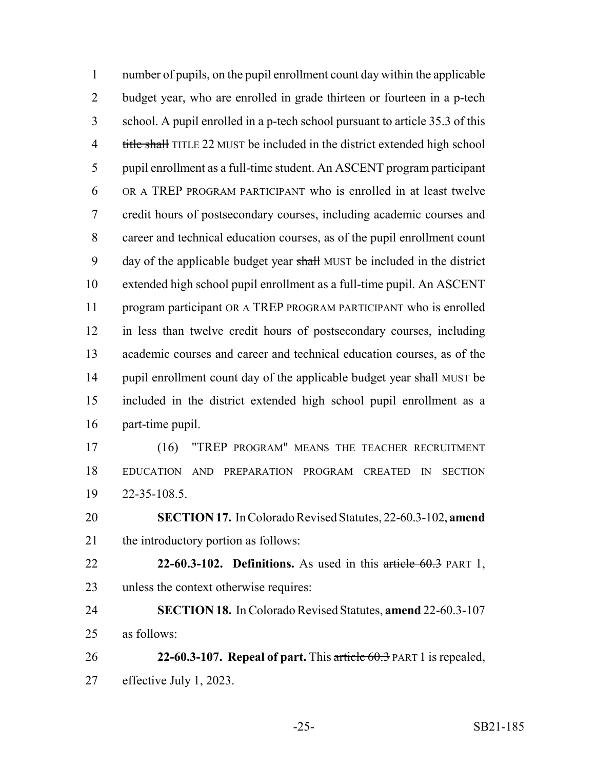number of pupils, on the pupil enrollment count day within the applicable budget year, who are enrolled in grade thirteen or fourteen in a p-tech school. A pupil enrolled in a p-tech school pursuant to article 35.3 of this ~~title shall~~ TITLE 22 MUST be included in the district extended high school pupil enrollment as a full-time student. An ASCENT program participant OR A TREP PROGRAM PARTICIPANT who is enrolled in at least twelve credit hours of postsecondary courses, including academic courses and career and technical education courses, as of the pupil enrollment count day of the applicable budget year ~~shall~~ MUST be included in the district extended high school pupil enrollment as a full-time pupil. An ASCENT program participant OR A TREP PROGRAM PARTICIPANT who is enrolled in less than twelve credit hours of postsecondary courses, including academic courses and career and technical education courses, as of the pupil enrollment count day of the applicable budget year ~~shall~~ MUST be included in the district extended high school pupil enrollment as a part-time pupil.

(16) "TREP PROGRAM" MEANS THE TEACHER RECRUITMENT EDUCATION AND PREPARATION PROGRAM CREATED IN SECTION 22-35-108.5.

**SECTION 17.** In Colorado Revised Statutes, 22-60.3-102, **amend** the introductory portion as follows:

**22-60.3-102. Definitions.** As used in this ~~article 60.3~~ PART 1, unless the context otherwise requires:

**SECTION 18.** In Colorado Revised Statutes, **amend** 22-60.3-107 as follows:

**22-60.3-107. Repeal of part.** This ~~article 60.3~~ PART 1 is repealed, effective July 1, 2023.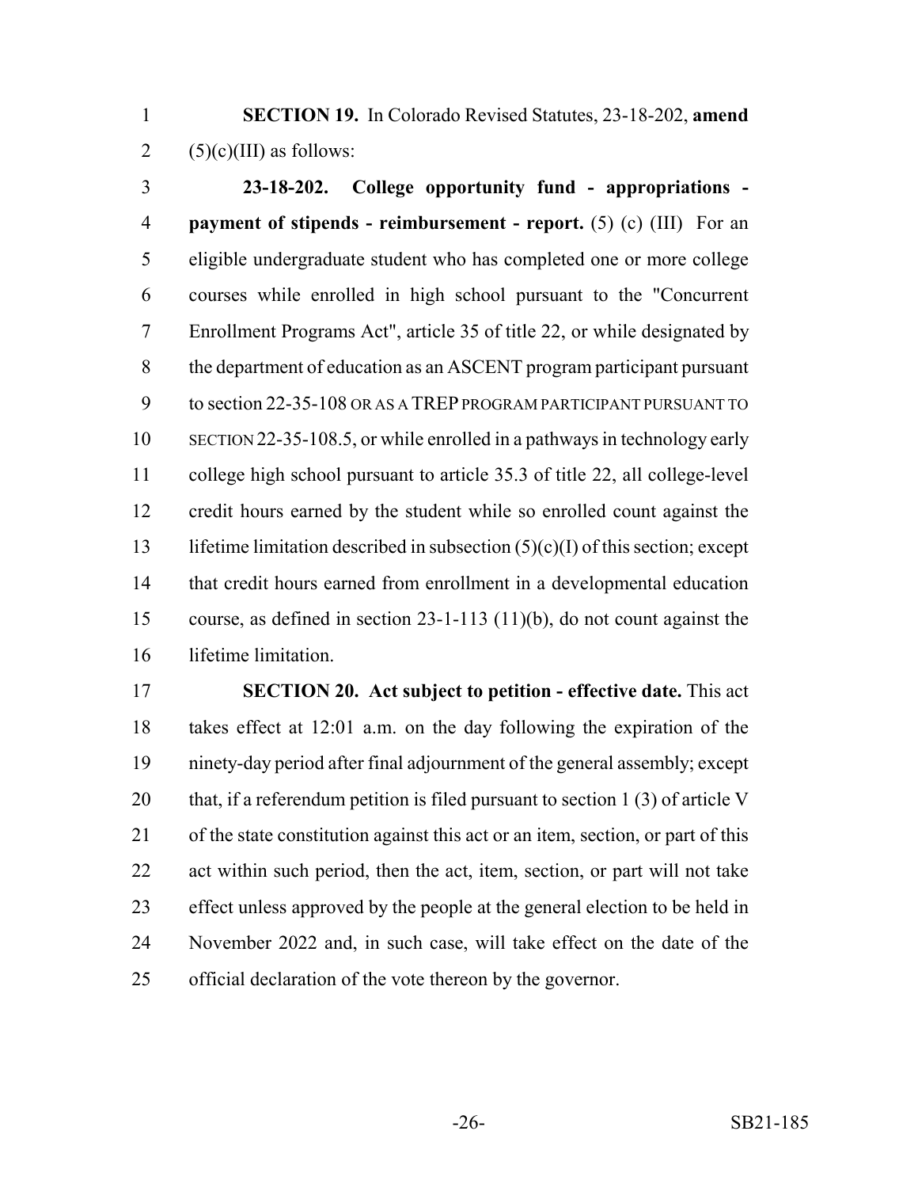**SECTION 19.** In Colorado Revised Statutes, 23-18-202, **amend** (5)(c)(III) as follows:

**23-18-202. College opportunity fund - appropriations - payment of stipends - reimbursement - report.** (5) (c) (III) For an eligible undergraduate student who has completed one or more college courses while enrolled in high school pursuant to the "Concurrent Enrollment Programs Act", article 35 of title 22, or while designated by the department of education as an ASCENT program participant pursuant to section 22-35-108 OR AS A TREP PROGRAM PARTICIPANT PURSUANT TO SECTION 22-35-108.5, or while enrolled in a pathways in technology early college high school pursuant to article 35.3 of title 22, all college-level credit hours earned by the student while so enrolled count against the lifetime limitation described in subsection (5)(c)(I) of this section; except that credit hours earned from enrollment in a developmental education course, as defined in section 23-1-113 (11)(b), do not count against the lifetime limitation.

**SECTION 20. Act subject to petition - effective date.** This act takes effect at 12:01 a.m. on the day following the expiration of the ninety-day period after final adjournment of the general assembly; except that, if a referendum petition is filed pursuant to section 1 (3) of article V of the state constitution against this act or an item, section, or part of this act within such period, then the act, item, section, or part will not take effect unless approved by the people at the general election to be held in November 2022 and, in such case, will take effect on the date of the official declaration of the vote thereon by the governor.